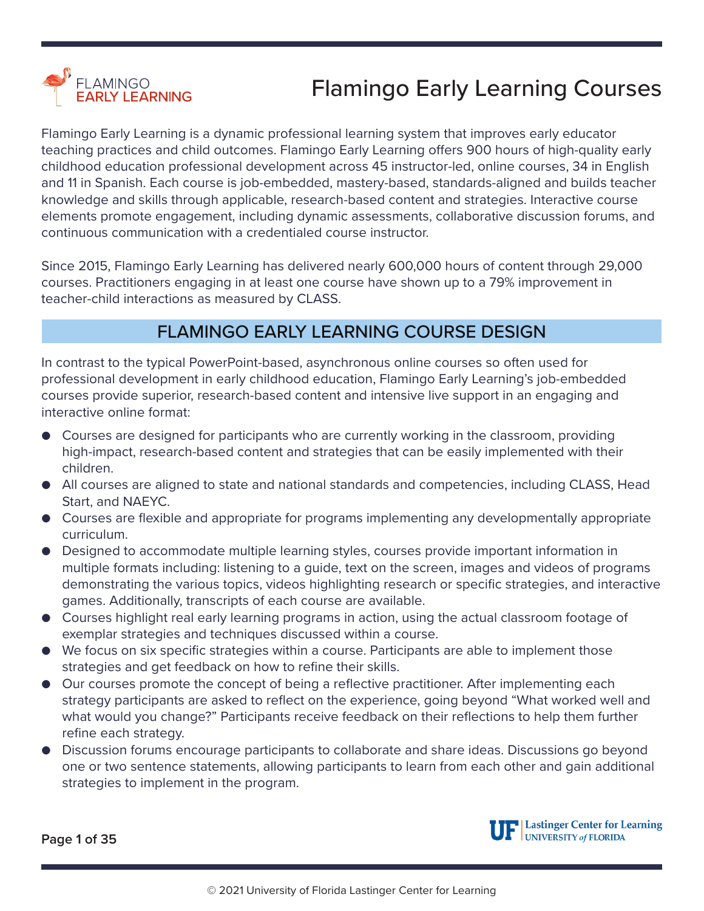# Flamingo Early Learning Courses

Flamingo Early Learning is a dynamic professional learning system that improves early educator teaching practices and child outcomes. Flamingo Early Learning offers 900 hours of high-quality early childhood education professional development across 45 instructor-led, online courses, 34 in English and 11 in Spanish. Each course is job-embedded, mastery-based, standards-aligned and builds teacher knowledge and skills through applicable, research-based content and strategies. Interactive course elements promote engagement, including dynamic assessments, collaborative discussion forums, and continuous communication with a credentialed course instructor.

Since 2015, Flamingo Early Learning has delivered nearly 600,000 hours of content through 29,000 courses. Practitioners engaging in at least one course have shown up to a 79% improvement in teacher-child interactions as measured by CLASS.

## FLAMINGO EARLY LEARNING COURSE DESIGN

In contrast to the typical PowerPoint-based, asynchronous online courses so often used for professional development in early childhood education, Flamingo Early Learning's job-embedded courses provide superior, research-based content and intensive live support in an engaging and interactive online format:

- Courses are designed for participants who are currently working in the classroom, providing high-impact, research-based content and strategies that can be easily implemented with their children.
- All courses are aligned to state and national standards and competencies, including CLASS, Head Start, and NAEYC.
- Courses are flexible and appropriate for programs implementing any developmentally appropriate curriculum.
- Designed to accommodate multiple learning styles, courses provide important information in multiple formats including: listening to a guide, text on the screen, images and videos of programs demonstrating the various topics, videos highlighting research or specific strategies, and interactive games. Additionally, transcripts of each course are available.
- Courses highlight real early learning programs in action, using the actual classroom footage of exemplar strategies and techniques discussed within a course.
- We focus on six specific strategies within a course. Participants are able to implement those strategies and get feedback on how to refine their skills.
- Our courses promote the concept of being a reflective practitioner. After implementing each strategy participants are asked to reflect on the experience, going beyond "What worked well and what would you change?" Participants receive feedback on their reflections to help them further refine each strategy.
- Discussion forums encourage participants to collaborate and share ideas. Discussions go beyond one or two sentence statements, allowing participants to learn from each other and gain additional strategies to implement in the program.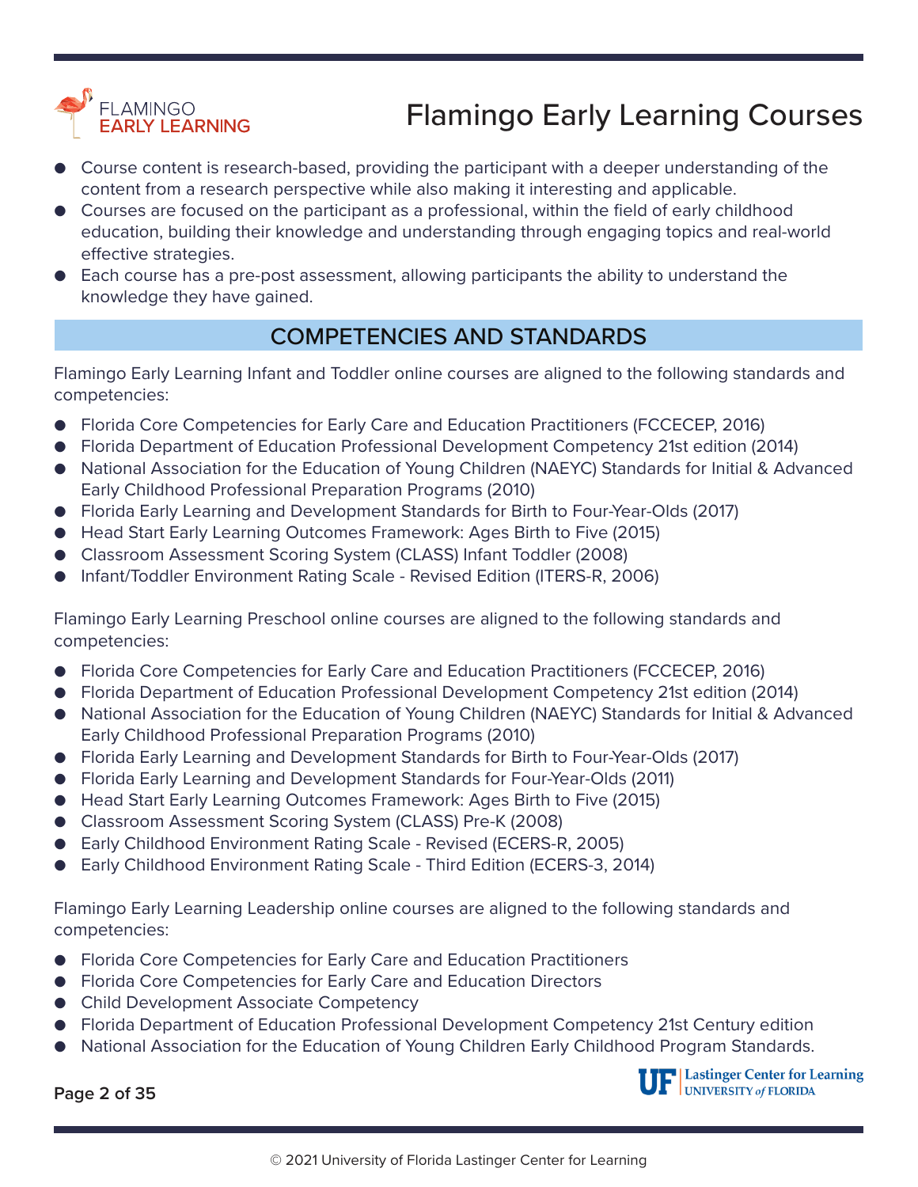- Course content is research-based, providing the participant with a deeper understanding of the content from a research perspective while also making it interesting and applicable.
- Courses are focused on the participant as a professional, within the field of early childhood education, building their knowledge and understanding through engaging topics and real-world effective strategies.
- Each course has a pre-post assessment, allowing participants the ability to understand the knowledge they have gained.

## COMPETENCIES AND STANDARDS

Flamingo Early Learning Infant and Toddler online courses are aligned to the following standards and competencies:

- Florida Core Competencies for Early Care and Education Practitioners (FCCECEP, 2016)
- Florida Department of Education Professional Development Competency 21st edition (2014)
- National Association for the Education of Young Children (NAEYC) Standards for Initial & Advanced Early Childhood Professional Preparation Programs (2010)
- Florida Early Learning and Development Standards for Birth to Four-Year-Olds (2017)
- Head Start Early Learning Outcomes Framework: Ages Birth to Five (2015)
- Classroom Assessment Scoring System (CLASS) Infant Toddler (2008)
- Infant/Toddler Environment Rating Scale - Revised Edition (ITERS-R, 2006)

Flamingo Early Learning Preschool online courses are aligned to the following standards and competencies:

- Florida Core Competencies for Early Care and Education Practitioners (FCCECEP, 2016)
- Florida Department of Education Professional Development Competency 21st edition (2014)
- National Association for the Education of Young Children (NAEYC) Standards for Initial & Advanced Early Childhood Professional Preparation Programs (2010)
- Florida Early Learning and Development Standards for Birth to Four-Year-Olds (2017)
- Florida Early Learning and Development Standards for Four-Year-Olds (2011)
- Head Start Early Learning Outcomes Framework: Ages Birth to Five (2015)
- Classroom Assessment Scoring System (CLASS) Pre-K (2008)
- Early Childhood Environment Rating Scale - Revised (ECERS-R, 2005)
- Early Childhood Environment Rating Scale - Third Edition (ECERS-3, 2014)

Flamingo Early Learning Leadership online courses are aligned to the following standards and competencies:

- Florida Core Competencies for Early Care and Education Practitioners
- Florida Core Competencies for Early Care and Education Directors
- Child Development Associate Competency
- Florida Department of Education Professional Development Competency 21st Century edition
- National Association for the Education of Young Children Early Childhood Program Standards.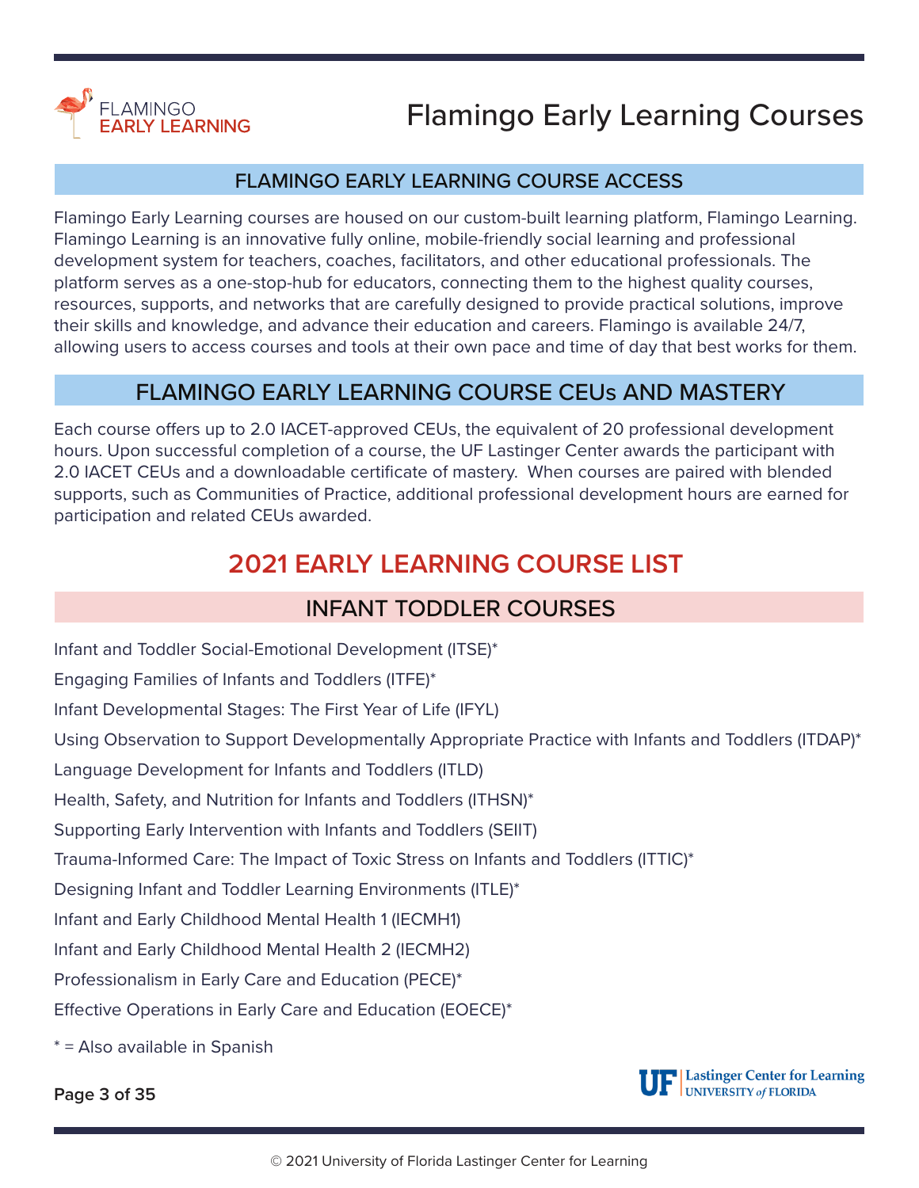# Flamingo Early Learning Courses

## FLAMINGO EARLY LEARNING COURSE ACCESS

Flamingo Early Learning courses are housed on our custom-built learning platform, Flamingo Learning. Flamingo Learning is an innovative fully online, mobile-friendly social learning and professional development system for teachers, coaches, facilitators, and other educational professionals. The platform serves as a one-stop-hub for educators, connecting them to the highest quality courses, resources, supports, and networks that are carefully designed to provide practical solutions, improve their skills and knowledge, and advance their education and careers. Flamingo is available 24/7, allowing users to access courses and tools at their own pace and time of day that best works for them.

## FLAMINGO EARLY LEARNING COURSE CEUs AND MASTERY

Each course offers up to 2.0 IACET-approved CEUs, the equivalent of 20 professional development hours. Upon successful completion of a course, the UF Lastinger Center awards the participant with 2.0 IACET CEUs and a downloadable certificate of mastery. When courses are paired with blended supports, such as Communities of Practice, additional professional development hours are earned for participation and related CEUs awarded.

## 2021 EARLY LEARNING COURSE LIST

### INFANT TODDLER COURSES

Infant and Toddler Social-Emotional Development (ITSE)*

Engaging Families of Infants and Toddlers (ITFE)*

Infant Developmental Stages: The First Year of Life (IFYL)

Using Observation to Support Developmentally Appropriate Practice with Infants and Toddlers (ITDAP)*

Language Development for Infants and Toddlers (ITLD)

Health, Safety, and Nutrition for Infants and Toddlers (ITHSN)*

Supporting Early Intervention with Infants and Toddlers (SEIIT)

Trauma-Informed Care: The Impact of Toxic Stress on Infants and Toddlers (ITTIC)*

Designing Infant and Toddler Learning Environments (ITLE)*

Infant and Early Childhood Mental Health 1 (IECMH1)

Infant and Early Childhood Mental Health 2 (IECMH2)

Professionalism in Early Care and Education (PECE)*

Effective Operations in Early Care and Education (EOECE)*

* = Also available in Spanish

© 2021 University of Florida Lastinger Center for Learning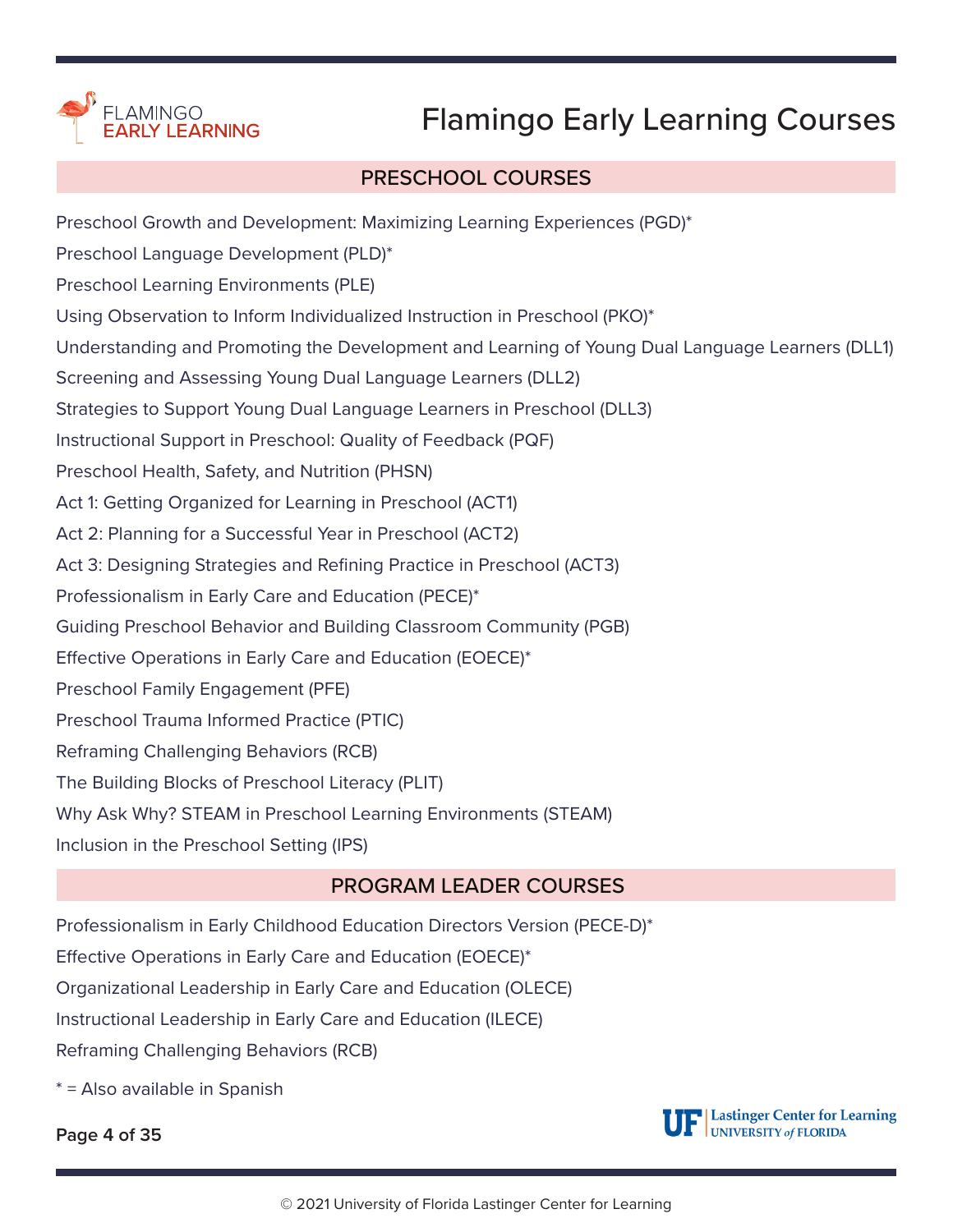# Flamingo Early Learning Courses

## PRESCHOOL COURSES

Preschool Growth and Development: Maximizing Learning Experiences (PGD)*

Preschool Language Development (PLD)*

Preschool Learning Environments (PLE)

Using Observation to Inform Individualized Instruction in Preschool (PKO)*

Understanding and Promoting the Development and Learning of Young Dual Language Learners (DLL1)

Screening and Assessing Young Dual Language Learners (DLL2)

Strategies to Support Young Dual Language Learners in Preschool (DLL3)

Instructional Support in Preschool: Quality of Feedback (PQF)

Preschool Health, Safety, and Nutrition (PHSN)

Act 1: Getting Organized for Learning in Preschool (ACT1)

Act 2: Planning for a Successful Year in Preschool (ACT2)

Act 3: Designing Strategies and Refining Practice in Preschool (ACT3)

Professionalism in Early Care and Education (PECE)*

Guiding Preschool Behavior and Building Classroom Community (PGB)

Effective Operations in Early Care and Education (EOECE)*

Preschool Family Engagement (PFE)

Preschool Trauma Informed Practice (PTIC)

Reframing Challenging Behaviors (RCB)

The Building Blocks of Preschool Literacy (PLIT)

Why Ask Why? STEAM in Preschool Learning Environments (STEAM)

Inclusion in the Preschool Setting (IPS)

## PROGRAM LEADER COURSES

Professionalism in Early Childhood Education Directors Version (PECE-D)*

Effective Operations in Early Care and Education (EOECE)*

Organizational Leadership in Early Care and Education (OLECE)

Instructional Leadership in Early Care and Education (ILECE)

Reframing Challenging Behaviors (RCB)

* = Also available in Spanish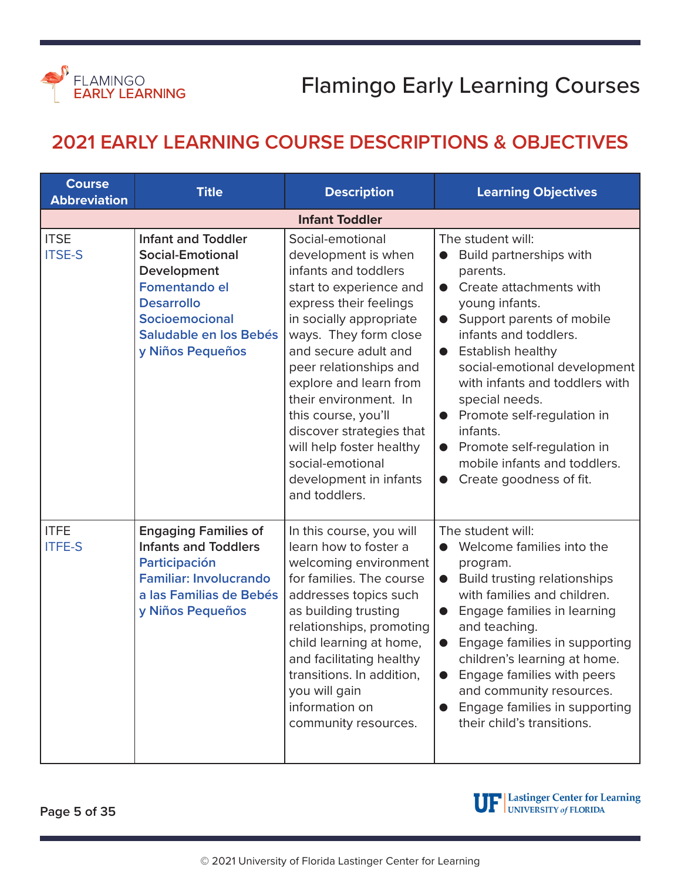# Flamingo Early Learning Courses

## 2021 EARLY LEARNING COURSE DESCRIPTIONS & OBJECTIVES

| Course Abbreviation | Title | Description | Learning Objectives |
|---|---|---|---|
| **Infant Toddler** | | | |
| ITSE<br>ITSE-S | **Infant and Toddler Social-Emotional Development**<br>**Fomentando el Desarrollo Socioemocional Saludable en los Bebés y Niños Pequeños** | Social-emotional development is when infants and toddlers start to experience and express their feelings in socially appropriate ways. They form close and secure adult and peer relationships and explore and learn from their environment. In this course, you'll discover strategies that will help foster healthy social-emotional development in infants and toddlers. | The student will:<br>● Build partnerships with parents.<br>● Create attachments with young infants.<br>● Support parents of mobile infants and toddlers.<br>● Establish healthy social-emotional development with infants and toddlers with special needs.<br>● Promote self-regulation in infants.<br>● Promote self-regulation in mobile infants and toddlers.<br>● Create goodness of fit. |
| ITFE<br>ITFE-S | **Engaging Families of Infants and Toddlers**<br>**Participación Familiar: Involucrando a las Familias de Bebés y Niños Pequeños** | In this course, you will learn how to foster a welcoming environment for families. The course addresses topics such as building trusting relationships, promoting child learning at home, and facilitating healthy transitions. In addition, you will gain information on community resources. | The student will:<br>● Welcome families into the program.<br>● Build trusting relationships with families and children.<br>● Engage families in learning and teaching.<br>● Engage families in supporting children's learning at home.<br>● Engage families with peers and community resources.<br>● Engage families in supporting their child's transitions. |

© 2021 University of Florida Lastinger Center for Learning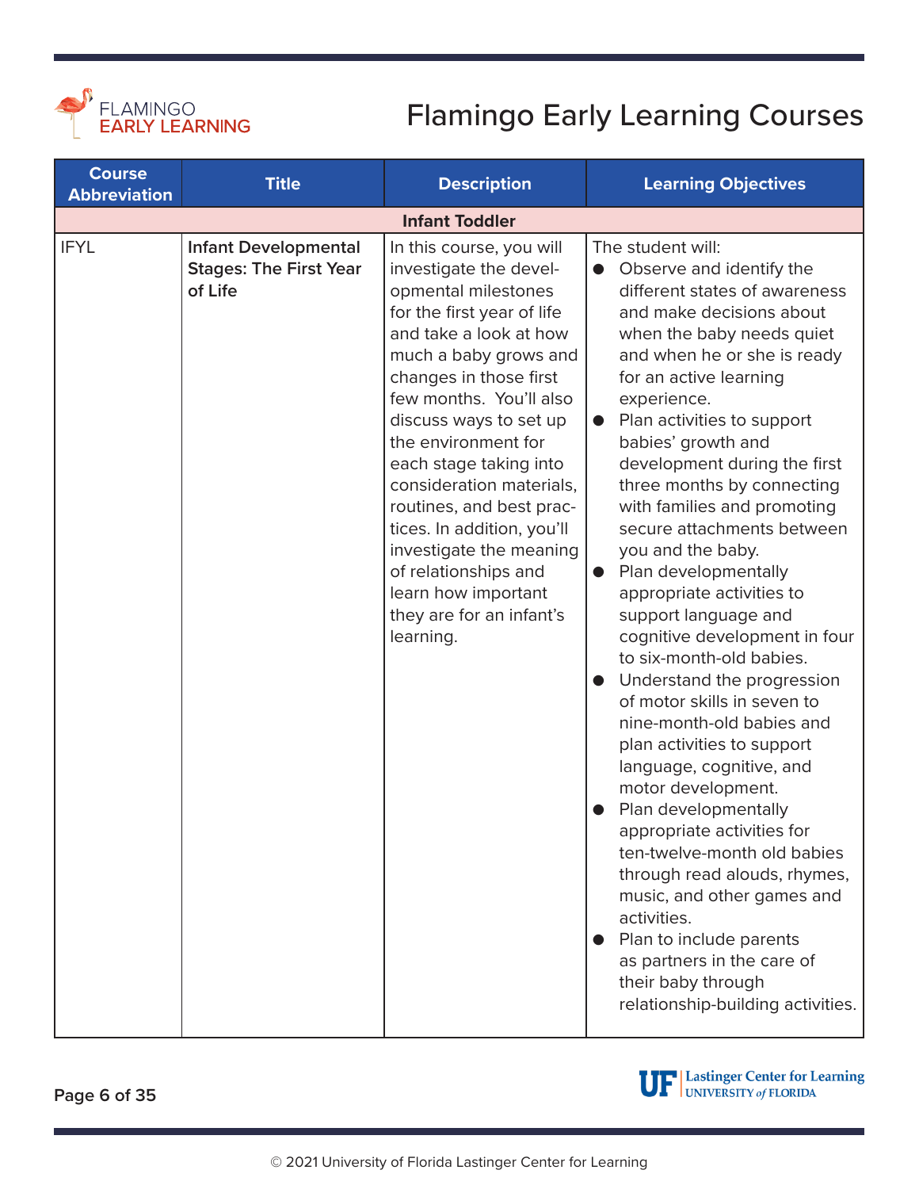# Flamingo Early Learning Courses

| Course Abbreviation | Title | Description | Learning Objectives |
|---|---|---|---|
| **Infant Toddler** | | | |
| IFYL | **Infant Developmental Stages: The First Year of Life** | In this course, you will investigate the developmental milestones for the first year of life and take a look at how much a baby grows and changes in those first few months. You'll also discuss ways to set up the environment for each stage taking into consideration materials, routines, and best practices. In addition, you'll investigate the meaning of relationships and learn how important they are for an infant's learning. | The student will:<br>● Observe and identify the different states of awareness and make decisions about when the baby needs quiet and when he or she is ready for an active learning experience.<br>● Plan activities to support babies' growth and development during the first three months by connecting with families and promoting secure attachments between you and the baby.<br>● Plan developmentally appropriate activities to support language and cognitive development in four to six-month-old babies.<br>● Understand the progression of motor skills in seven to nine-month-old babies and plan activities to support language, cognitive, and motor development.<br>● Plan developmentally appropriate activities for ten-twelve-month old babies through read alouds, rhymes, music, and other games and activities.<br>● Plan to include parents as partners in the care of their baby through relationship-building activities. |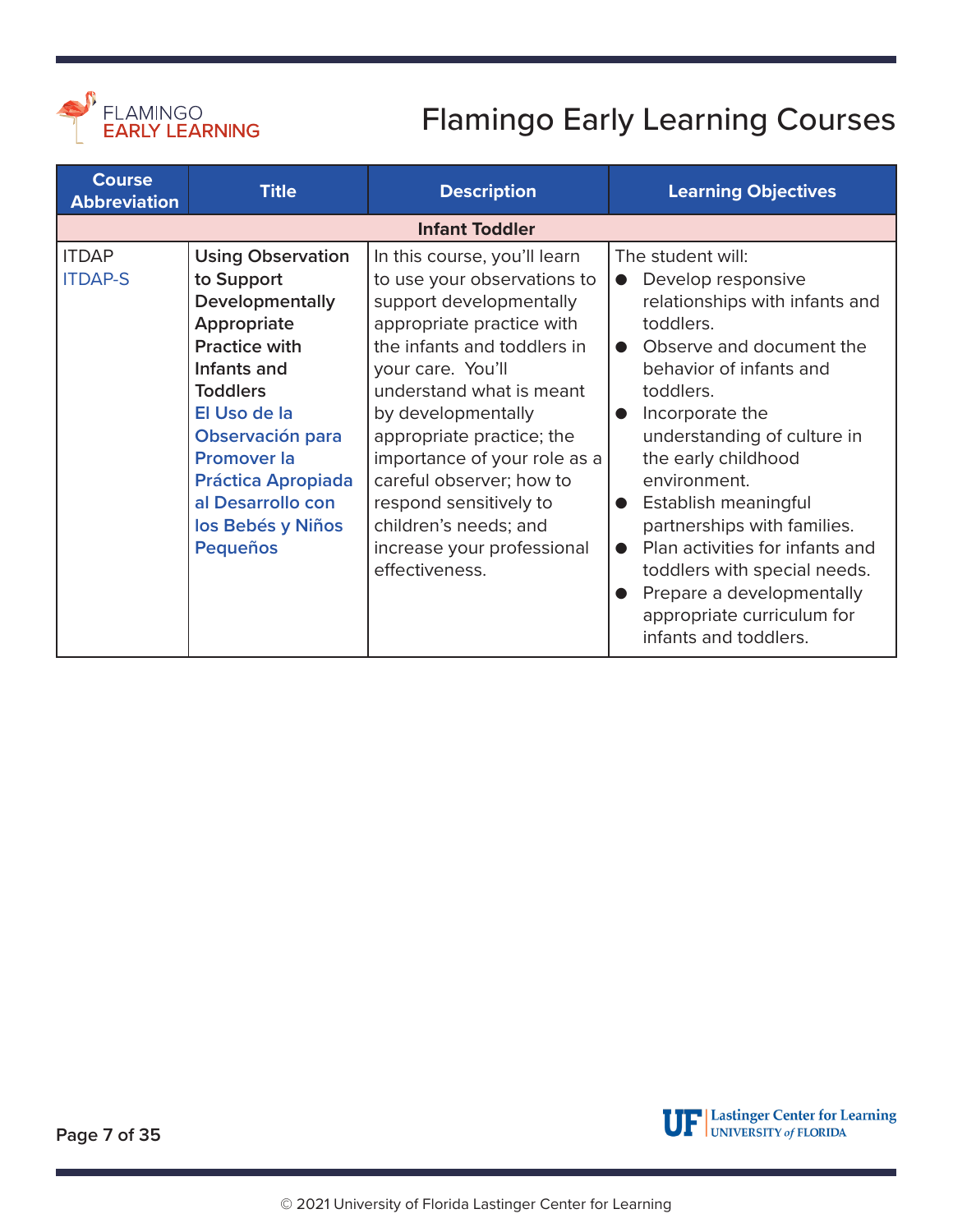# Flamingo Early Learning Courses

| Course Abbreviation | Title | Description | Learning Objectives |
|---|---|---|---|
| **Infant Toddler** | | | |
| ITDAP<br>ITDAP-S | **Using Observation to Support Developmentally Appropriate Practice with Infants and Toddlers**<br>**El Uso de la Observación para Promover la Práctica Apropiada al Desarrollo con los Bebés y Niños Pequeños** | In this course, you'll learn to use your observations to support developmentally appropriate practice with the infants and toddlers in your care. You'll understand what is meant by developmentally appropriate practice; the importance of your role as a careful observer; how to respond sensitively to children's needs; and increase your professional effectiveness. | The student will:<br>● Develop responsive relationships with infants and toddlers.<br>● Observe and document the behavior of infants and toddlers.<br>● Incorporate the understanding of culture in the early childhood environment.<br>● Establish meaningful partnerships with families.<br>● Plan activities for infants and toddlers with special needs.<br>● Prepare a developmentally appropriate curriculum for infants and toddlers. |

© 2021 University of Florida Lastinger Center for Learning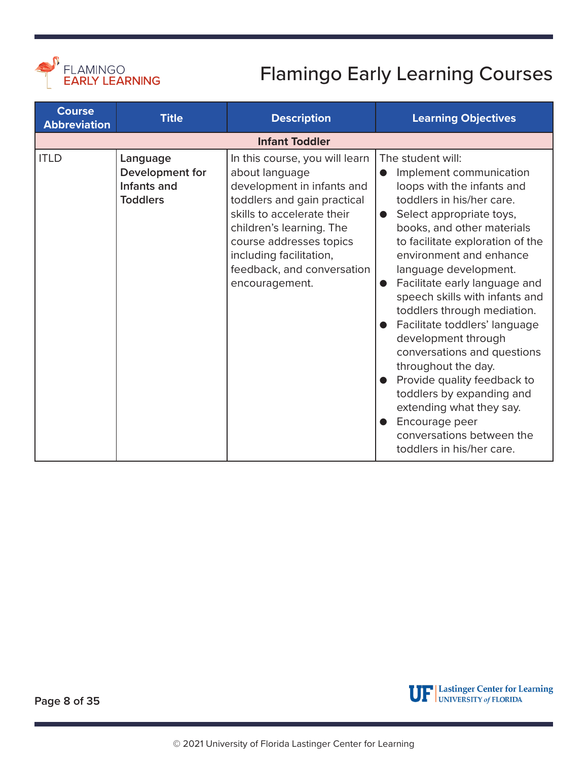# Flamingo Early Learning Courses

| Course Abbreviation | Title | Description | Learning Objectives |
|---|---|---|---|
| **Infant Toddler** | | | |
| ITLD | **Language Development for Infants and Toddlers** | In this course, you will learn about language development in infants and toddlers and gain practical skills to accelerate their children's learning. The course addresses topics including facilitation, feedback, and conversation encouragement. | The student will: <br>● Implement communication loops with the infants and toddlers in his/her care.<br>● Select appropriate toys, books, and other materials to facilitate exploration of the environment and enhance language development.<br>● Facilitate early language and speech skills with infants and toddlers through mediation.<br>● Facilitate toddlers' language development through conversations and questions throughout the day.<br>● Provide quality feedback to toddlers by expanding and extending what they say.<br>● Encourage peer conversations between the toddlers in his/her care. |

© 2021 University of Florida Lastinger Center for Learning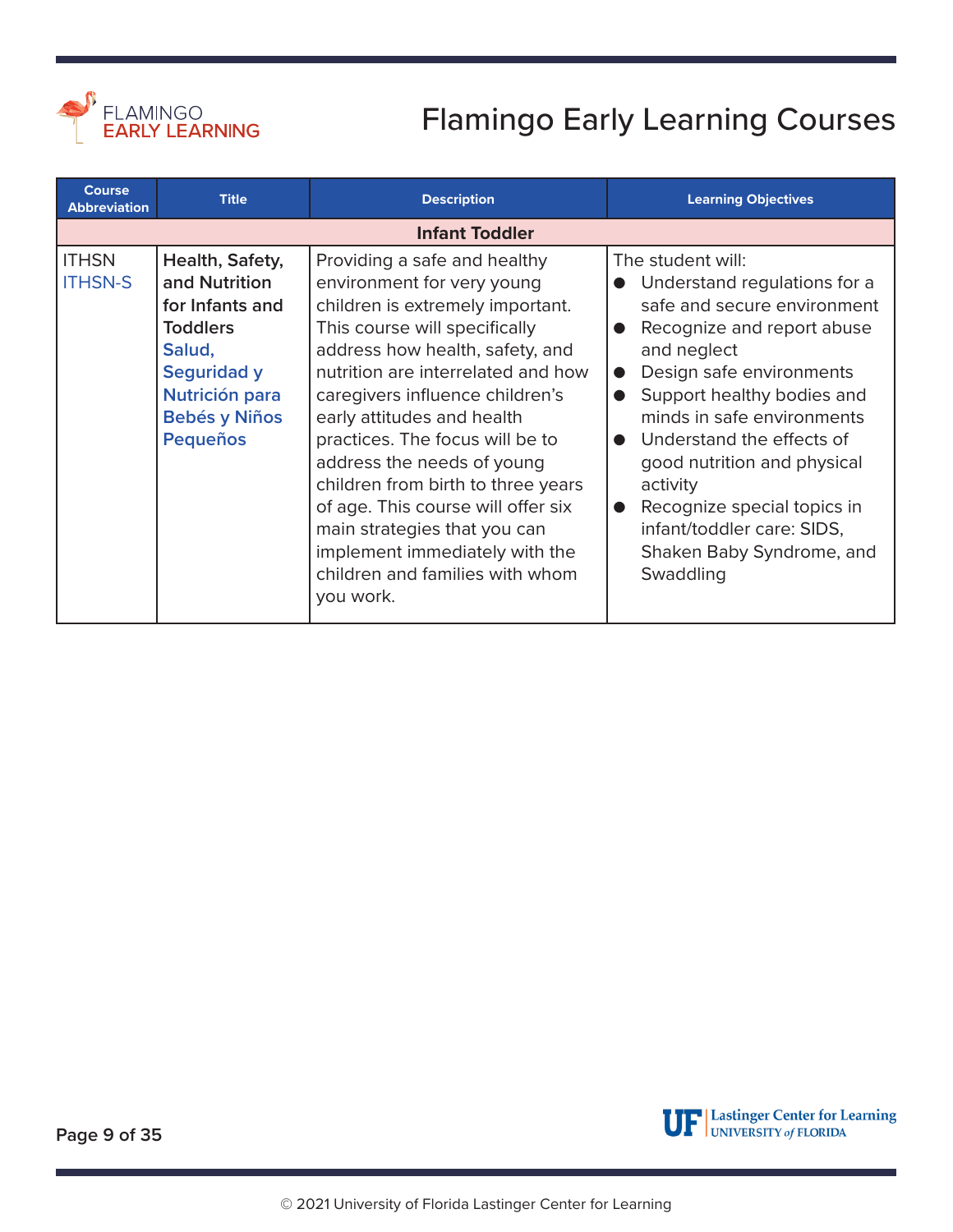# Flamingo Early Learning Courses

| Course Abbreviation | Title | Description | Learning Objectives |
|---|---|---|---|
| **Infant Toddler** | | | |
| ITHSN<br>ITHSN-S | **Health, Safety, and Nutrition for Infants and Toddlers**<br>**Salud, Seguridad y Nutrición para Bebés y Niños Pequeños** | Providing a safe and healthy environment for very young children is extremely important. This course will specifically address how health, safety, and nutrition are interrelated and how caregivers influence children's early attitudes and health practices. The focus will be to address the needs of young children from birth to three years of age. This course will offer six main strategies that you can implement immediately with the children and families with whom you work. | The student will:<br>● Understand regulations for a safe and secure environment<br>● Recognize and report abuse and neglect<br>● Design safe environments<br>● Support healthy bodies and minds in safe environments<br>● Understand the effects of good nutrition and physical activity<br>● Recognize special topics in infant/toddler care: SIDS, Shaken Baby Syndrome, and Swaddling |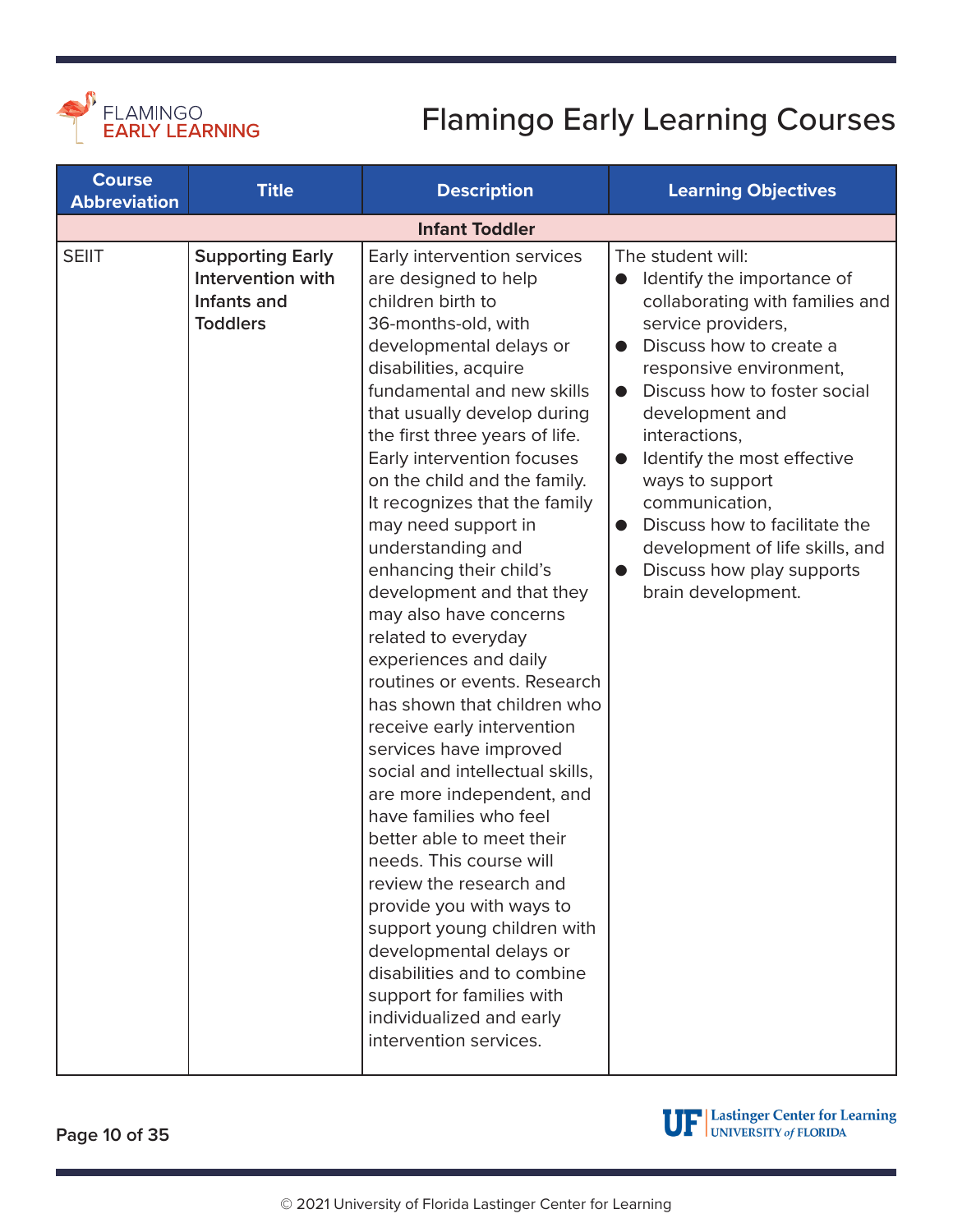# Flamingo Early Learning Courses

| Course Abbreviation | Title | Description | Learning Objectives |
| --- | --- | --- | --- |
| **Infant Toddler** | | | |
| SEIIT | **Supporting Early Intervention with Infants and Toddlers** | Early intervention services are designed to help children birth to 36-months-old, with developmental delays or disabilities, acquire fundamental and new skills that usually develop during the first three years of life. Early intervention focuses on the child and the family. It recognizes that the family may need support in understanding and enhancing their child's development and that they may also have concerns related to everyday experiences and daily routines or events. Research has shown that children who receive early intervention services have improved social and intellectual skills, are more independent, and have families who feel better able to meet their needs. This course will review the research and provide you with ways to support young children with developmental delays or disabilities and to combine support for families with individualized and early intervention services. | The student will:<br>● Identify the importance of collaborating with families and service providers,<br>● Discuss how to create a responsive environment,<br>● Discuss how to foster social development and interactions,<br>● Identify the most effective ways to support communication,<br>● Discuss how to facilitate the development of life skills, and<br>● Discuss how play supports brain development. |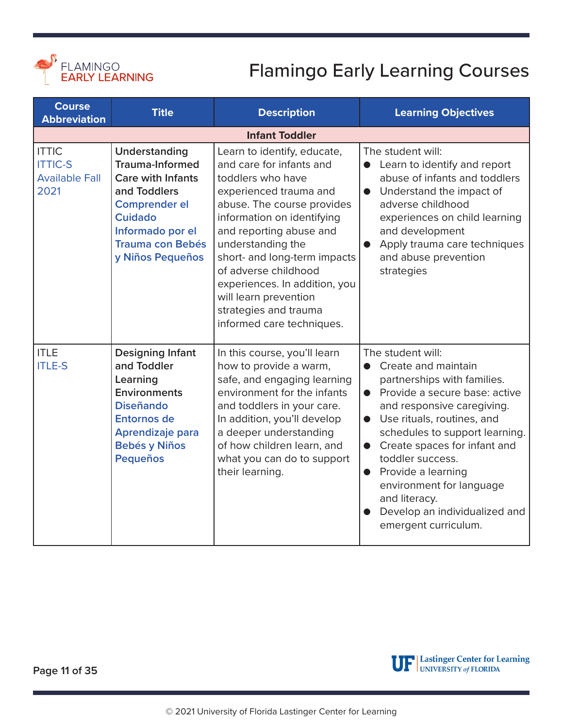# Flamingo Early Learning Courses

| Course Abbreviation | Title | Description | Learning Objectives |
|---|---|---|---|
| **Infant Toddler** | | | |
| ITTIC<br>ITTIC-S<br>Available Fall 2021 | **Understanding Trauma-Informed Care with Infants and Toddlers**<br>**Comprender el Cuidado Informado por el Trauma con Bebés y Niños Pequeños** | Learn to identify, educate, and care for infants and toddlers who have experienced trauma and abuse. The course provides information on identifying and reporting abuse and understanding the short- and long-term impacts of adverse childhood experiences. In addition, you will learn prevention strategies and trauma informed care techniques. | The student will:<br>● Learn to identify and report abuse of infants and toddlers<br>● Understand the impact of adverse childhood experiences on child learning and development<br>● Apply trauma care techniques and abuse prevention strategies |
| ITLE<br>ITLE-S | **Designing Infant and Toddler Learning Environments**<br>**Diseñando Entornos de Aprendizaje para Bebés y Niños Pequeños** | In this course, you'll learn how to provide a warm, safe, and engaging learning environment for the infants and toddlers in your care. In addition, you'll develop a deeper understanding of how children learn, and what you can do to support their learning. | The student will:<br>● Create and maintain partnerships with families.<br>● Provide a secure base: active and responsive caregiving.<br>● Use rituals, routines, and schedules to support learning.<br>● Create spaces for infant and toddler success.<br>● Provide a learning environment for language and literacy.<br>● Develop an individualized and emergent curriculum. |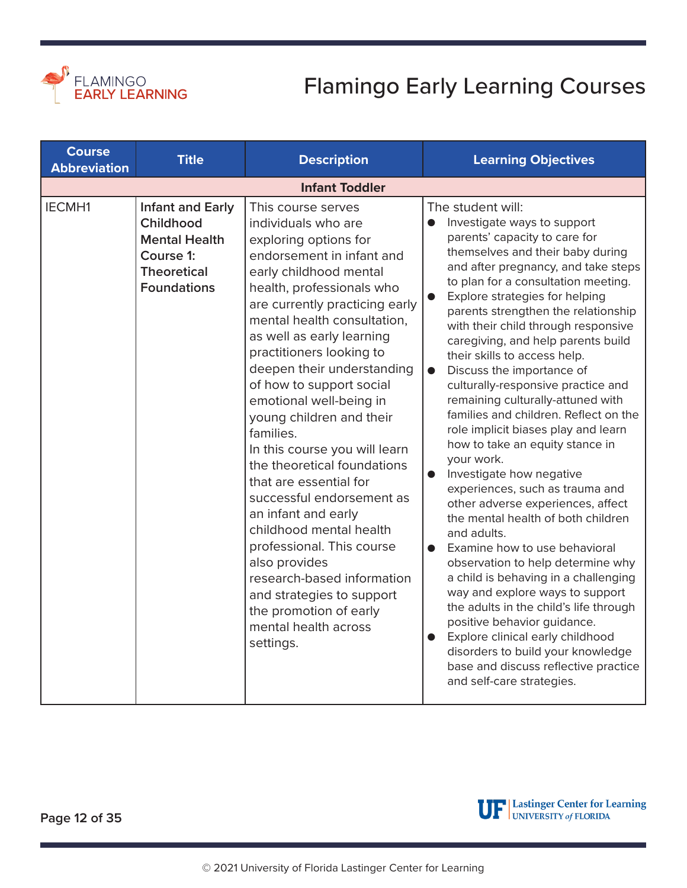# Flamingo Early Learning Courses

| Course Abbreviation | Title | Description | Learning Objectives |
|---|---|---|---|
| **Infant Toddler** | | | |
| IECMH1 | **Infant and Early Childhood Mental Health Course 1: Theoretical Foundations** | This course serves individuals who are exploring options for endorsement in infant and early childhood mental health, professionals who are currently practicing early mental health consultation, as well as early learning practitioners looking to deepen their understanding of how to support social emotional well-being in young children and their families.<br>In this course you will learn the theoretical foundations that are essential for successful endorsement as an infant and early childhood mental health professional. This course also provides research-based information and strategies to support the promotion of early mental health across settings. | The student will:<br>● Investigate ways to support parents' capacity to care for themselves and their baby during and after pregnancy, and take steps to plan for a consultation meeting.<br>● Explore strategies for helping parents strengthen the relationship with their child through responsive caregiving, and help parents build their skills to access help.<br>● Discuss the importance of culturally-responsive practice and remaining culturally-attuned with families and children. Reflect on the role implicit biases play and learn how to take an equity stance in your work.<br>● Investigate how negative experiences, such as trauma and other adverse experiences, affect the mental health of both children and adults.<br>● Examine how to use behavioral observation to help determine why a child is behaving in a challenging way and explore ways to support the adults in the child's life through positive behavior guidance.<br>● Explore clinical early childhood disorders to build your knowledge base and discuss reflective practice and self-care strategies. |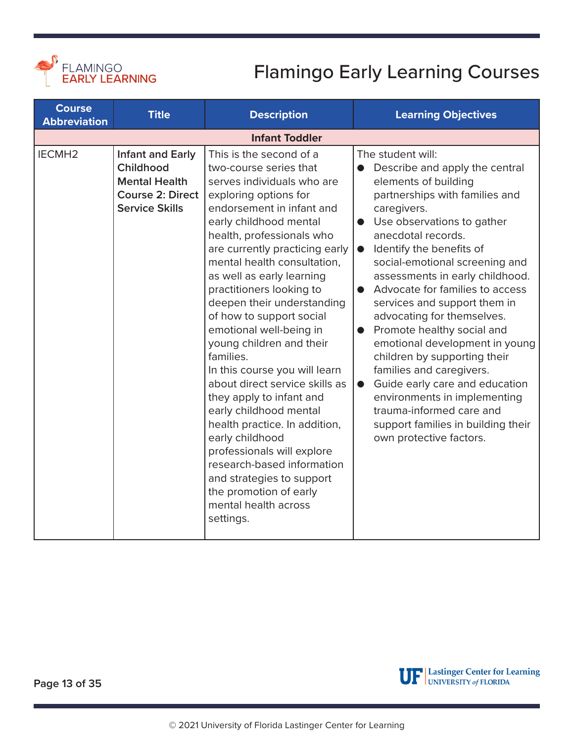# Flamingo Early Learning Courses

| Course Abbreviation | Title | Description | Learning Objectives |
|---|---|---|---|
| **Infant Toddler** | | | |
| IECMH2 | **Infant and Early Childhood Mental Health Course 2: Direct Service Skills** | This is the second of a two-course series that serves individuals who are exploring options for endorsement in infant and early childhood mental health, professionals who are currently practicing early mental health consultation, as well as early learning practitioners looking to deepen their understanding of how to support social emotional well-being in young children and their families.<br>In this course you will learn about direct service skills as they apply to infant and early childhood mental health practice. In addition, early childhood professionals will explore research-based information and strategies to support the promotion of early mental health across settings. | The student will:<br>● Describe and apply the central elements of building partnerships with families and caregivers.<br>● Use observations to gather anecdotal records.<br>● Identify the benefits of social-emotional screening and assessments in early childhood.<br>● Advocate for families to access services and support them in advocating for themselves.<br>● Promote healthy social and emotional development in young children by supporting their families and caregivers.<br>● Guide early care and education environments in implementing trauma-informed care and support families in building their own protective factors. |

© 2021 University of Florida Lastinger Center for Learning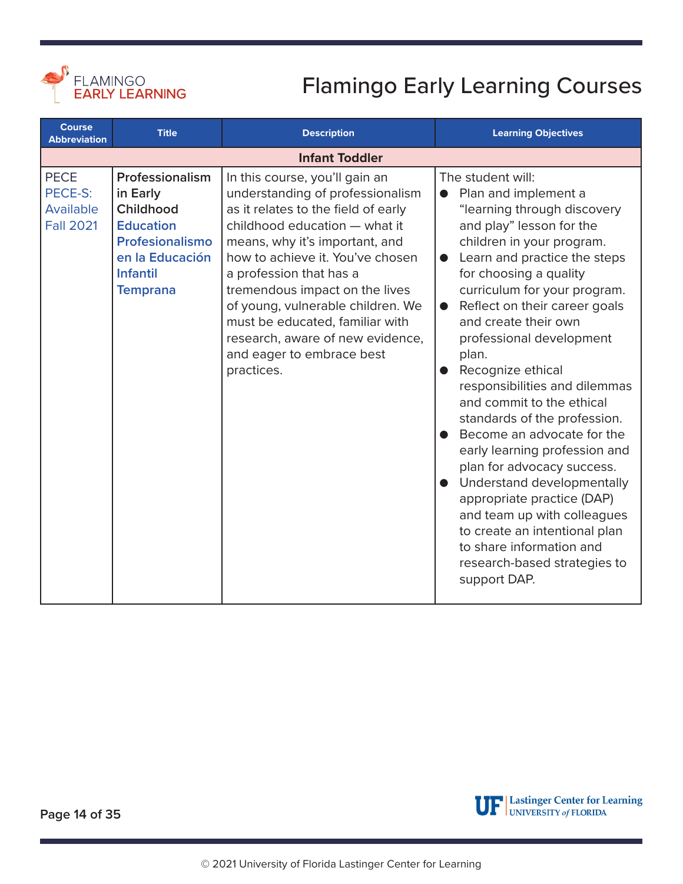# Flamingo Early Learning Courses

| Course Abbreviation | Title | Description | Learning Objectives |
|---|---|---|---|
| **Infant Toddler** | | | |
| PECE<br>PECE-S: Available Fall 2021 | **Professionalism in Early Childhood Education**<br>**Profesionalismo en la Educación Infantil Temprana** | In this course, you'll gain an understanding of professionalism as it relates to the field of early childhood education — what it means, why it's important, and how to achieve it. You've chosen a profession that has a tremendous impact on the lives of young, vulnerable children. We must be educated, familiar with research, aware of new evidence, and eager to embrace best practices. | The student will:<br>● Plan and implement a "learning through discovery and play" lesson for the children in your program.<br>● Learn and practice the steps for choosing a quality curriculum for your program.<br>● Reflect on their career goals and create their own professional development plan.<br>● Recognize ethical responsibilities and dilemmas and commit to the ethical standards of the profession.<br>● Become an advocate for the early learning profession and plan for advocacy success.<br>● Understand developmentally appropriate practice (DAP) and team up with colleagues to create an intentional plan to share information and research-based strategies to support DAP. |

© 2021 University of Florida Lastinger Center for Learning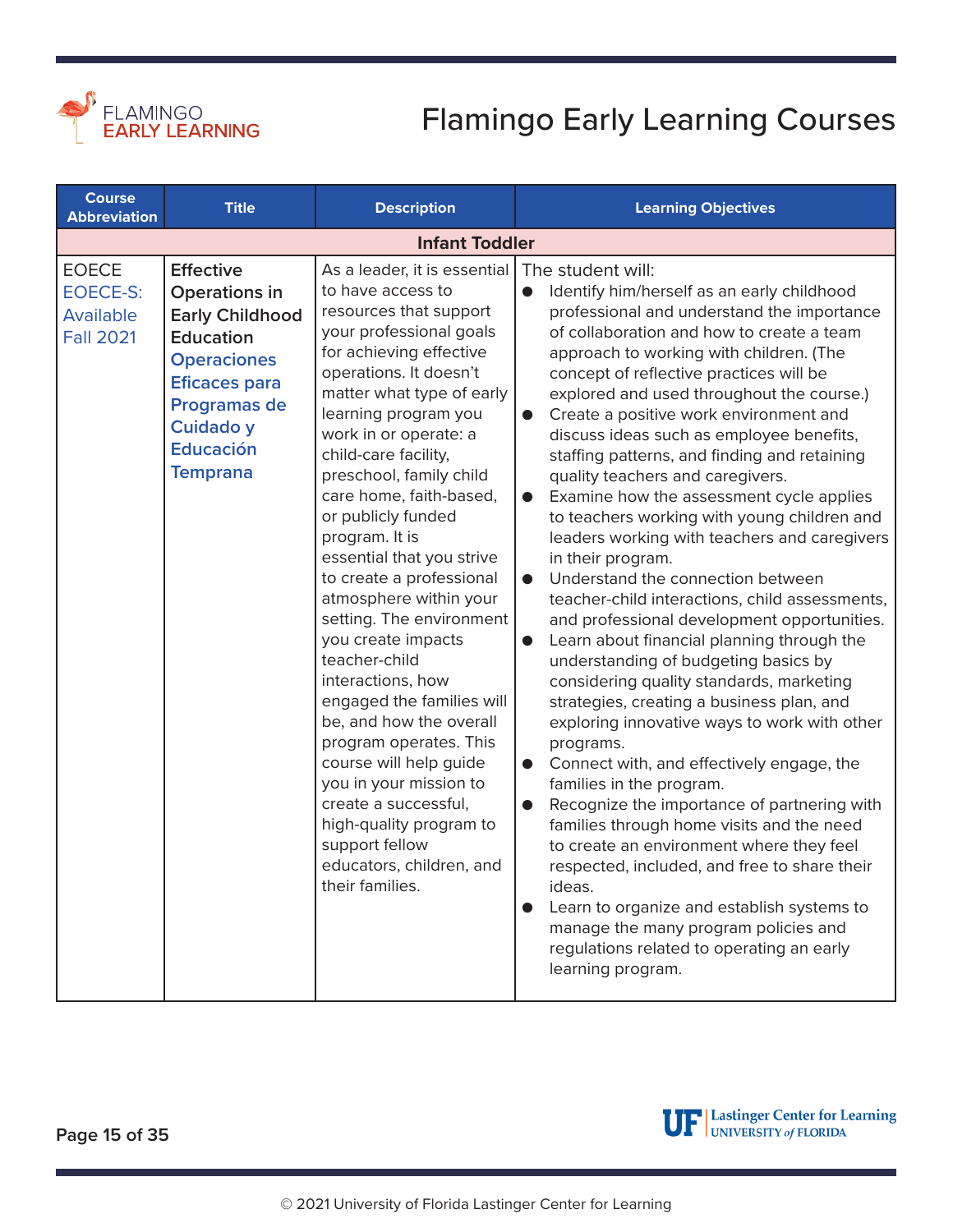# Flamingo Early Learning Courses

| Course Abbreviation | Title | Description | Learning Objectives |
|---|---|---|---|
| **Infant Toddler** | | | |
| EOECE<br>EOECE-S: Available Fall 2021 | **Effective Operations in Early Childhood Education**<br>**Operaciones Eficaces para Programas de Cuidado y Educación Temprana** | As a leader, it is essential to have access to resources that support your professional goals for achieving effective operations. It doesn't matter what type of early learning program you work in or operate: a child-care facility, preschool, family child care home, faith-based, or publicly funded program. It is essential that you strive to create a professional atmosphere within your setting. The environment you create impacts teacher-child interactions, how engaged the families will be, and how the overall program operates. This course will help guide you in your mission to create a successful, high-quality program to support fellow educators, children, and their families. | The student will:<br>• Identify him/herself as an early childhood professional and understand the importance of collaboration and how to create a team approach to working with children. (The concept of reflective practices will be explored and used throughout the course.)<br>• Create a positive work environment and discuss ideas such as employee benefits, staffing patterns, and finding and retaining quality teachers and caregivers.<br>• Examine how the assessment cycle applies to teachers working with young children and leaders working with teachers and caregivers in their program.<br>• Understand the connection between teacher-child interactions, child assessments, and professional development opportunities.<br>• Learn about financial planning through the understanding of budgeting basics by considering quality standards, marketing strategies, creating a business plan, and exploring innovative ways to work with other programs.<br>• Connect with, and effectively engage, the families in the program.<br>• Recognize the importance of partnering with families through home visits and the need to create an environment where they feel respected, included, and free to share their ideas.<br>• Learn to organize and establish systems to manage the many program policies and regulations related to operating an early learning program. |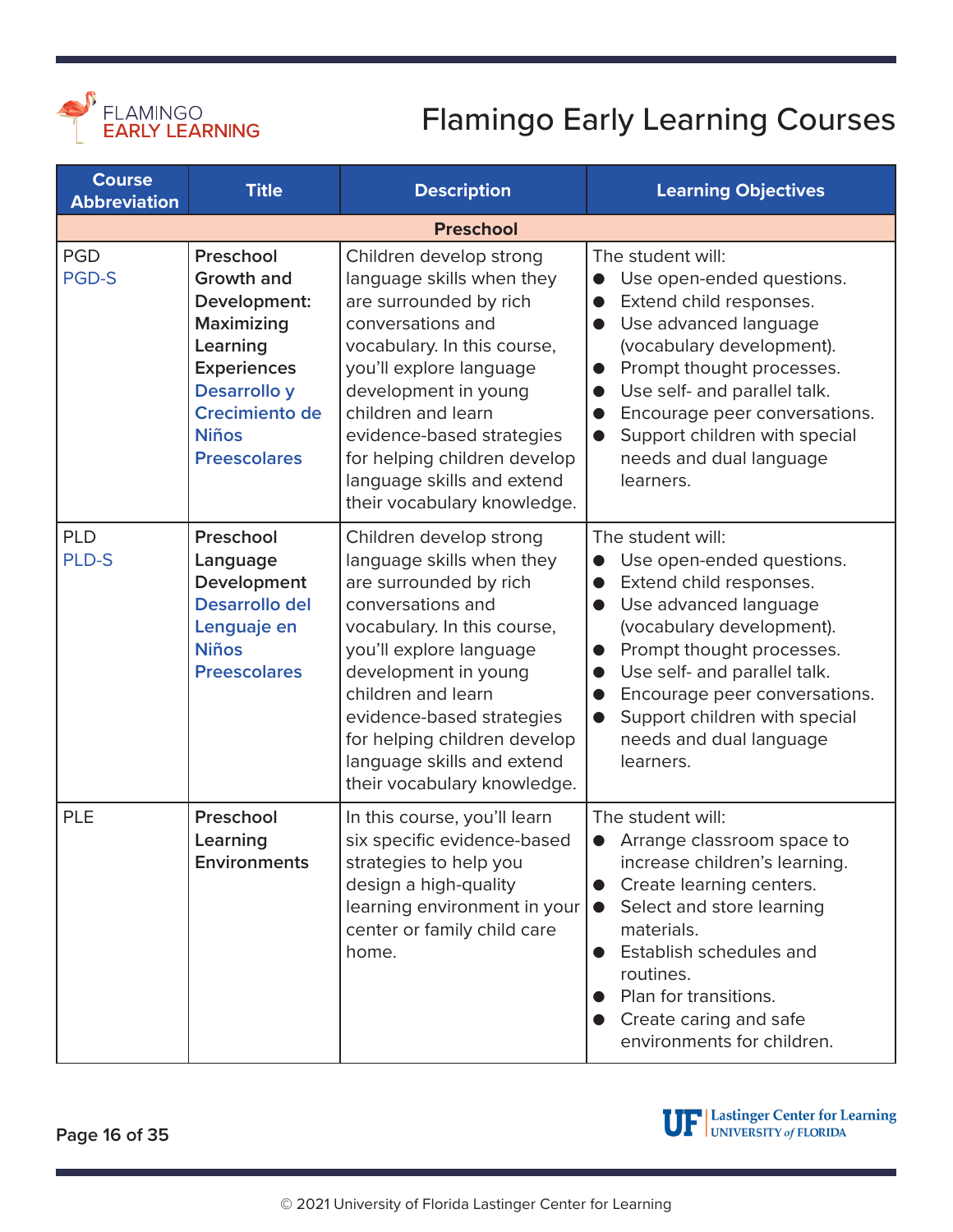# Flamingo Early Learning Courses

| Course Abbreviation | Title | Description | Learning Objectives |
|---|---|---|---|
| **Preschool** | | | |
| PGD<br>PGD-S | **Preschool Growth and Development: Maximizing Learning Experiences**<br>**Desarrollo y Crecimiento de Niños Preescolares** | Children develop strong language skills when they are surrounded by rich conversations and vocabulary. In this course, you'll explore language development in young children and learn evidence-based strategies for helping children develop language skills and extend their vocabulary knowledge. | The student will:<br>● Use open-ended questions.<br>● Extend child responses.<br>● Use advanced language (vocabulary development).<br>● Prompt thought processes.<br>● Use self- and parallel talk.<br>● Encourage peer conversations.<br>● Support children with special needs and dual language learners. |
| PLD<br>PLD-S | **Preschool Language Development**<br>**Desarrollo del Lenguaje en Niños Preescolares** | Children develop strong language skills when they are surrounded by rich conversations and vocabulary. In this course, you'll explore language development in young children and learn evidence-based strategies for helping children develop language skills and extend their vocabulary knowledge. | The student will:<br>● Use open-ended questions.<br>● Extend child responses.<br>● Use advanced language (vocabulary development).<br>● Prompt thought processes.<br>● Use self- and parallel talk.<br>● Encourage peer conversations.<br>● Support children with special needs and dual language learners. |
| PLE | **Preschool Learning Environments** | In this course, you'll learn six specific evidence-based strategies to help you design a high-quality learning environment in your center or family child care home. | The student will:<br>● Arrange classroom space to increase children's learning.<br>● Create learning centers.<br>● Select and store learning materials.<br>● Establish schedules and routines.<br>● Plan for transitions.<br>● Create caring and safe environments for children. |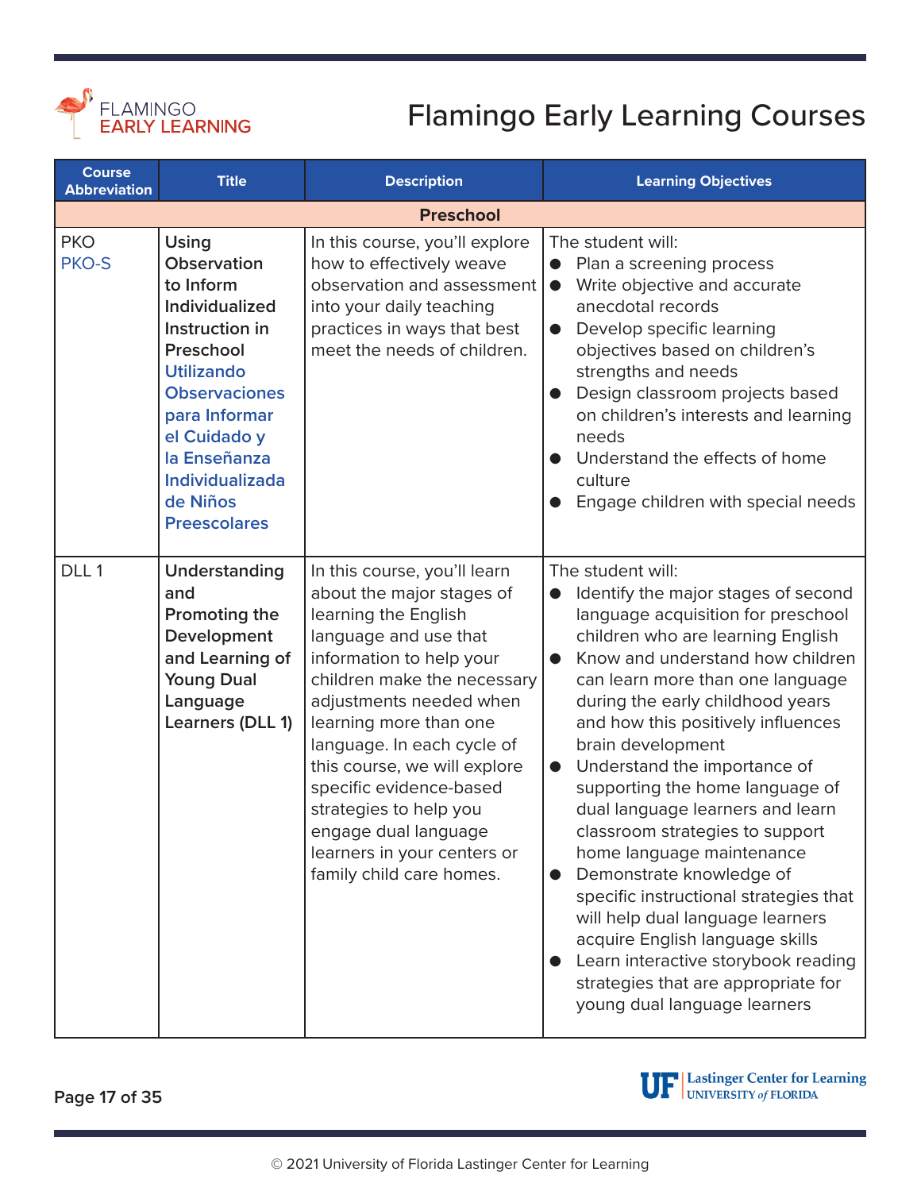# Flamingo Early Learning Courses

| Course Abbreviation | Title | Description | Learning Objectives |
|---|---|---|---|
| **Preschool** | | | |
| PKO<br>PKO-S | **Using Observation to Inform Individualized Instruction in Preschool**<br>**Utilizando Observaciones para Informar el Cuidado y la Enseñanza Individualizada de Niños Preescolares** | In this course, you'll explore how to effectively weave observation and assessment into your daily teaching practices in ways that best meet the needs of children. | The student will:<br>• Plan a screening process<br>• Write objective and accurate anecdotal records<br>• Develop specific learning objectives based on children's strengths and needs<br>• Design classroom projects based on children's interests and learning needs<br>• Understand the effects of home culture<br>• Engage children with special needs |
| DLL 1 | **Understanding and Promoting the Development and Learning of Young Dual Language Learners (DLL 1)** | In this course, you'll learn about the major stages of learning the English language and use that information to help your children make the necessary adjustments needed when learning more than one language. In each cycle of this course, we will explore specific evidence-based strategies to help you engage dual language learners in your centers or family child care homes. | The student will:<br>• Identify the major stages of second language acquisition for preschool children who are learning English<br>• Know and understand how children can learn more than one language during the early childhood years and how this positively influences brain development<br>• Understand the importance of supporting the home language of dual language learners and learn classroom strategies to support home language maintenance<br>• Demonstrate knowledge of specific instructional strategies that will help dual language learners acquire English language skills<br>• Learn interactive storybook reading strategies that are appropriate for young dual language learners |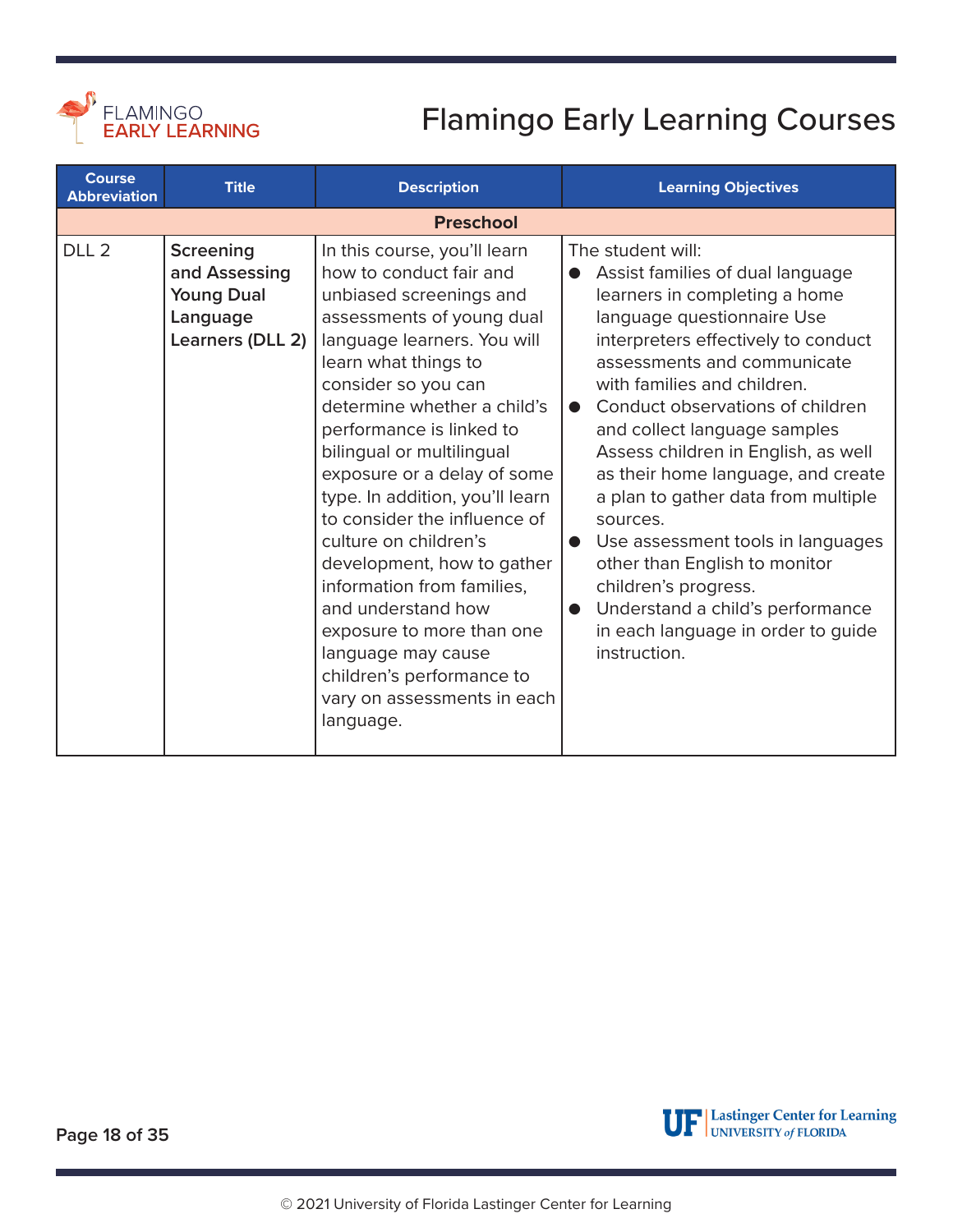# Flamingo Early Learning Courses

| Course Abbreviation | Title | Description | Learning Objectives |
|---|---|---|---|
| **Preschool** | | | |
| DLL 2 | **Screening and Assessing Young Dual Language Learners (DLL 2)** | In this course, you'll learn how to conduct fair and unbiased screenings and assessments of young dual language learners. You will learn what things to consider so you can determine whether a child's performance is linked to bilingual or multilingual exposure or a delay of some type. In addition, you'll learn to consider the influence of culture on children's development, how to gather information from families, and understand how exposure to more than one language may cause children's performance to vary on assessments in each language. | The student will:<br>● Assist families of dual language learners in completing a home language questionnaire Use interpreters effectively to conduct assessments and communicate with families and children.<br>● Conduct observations of children and collect language samples Assess children in English, as well as their home language, and create a plan to gather data from multiple sources.<br>● Use assessment tools in languages other than English to monitor children's progress.<br>● Understand a child's performance in each language in order to guide instruction. |

© 2021 University of Florida Lastinger Center for Learning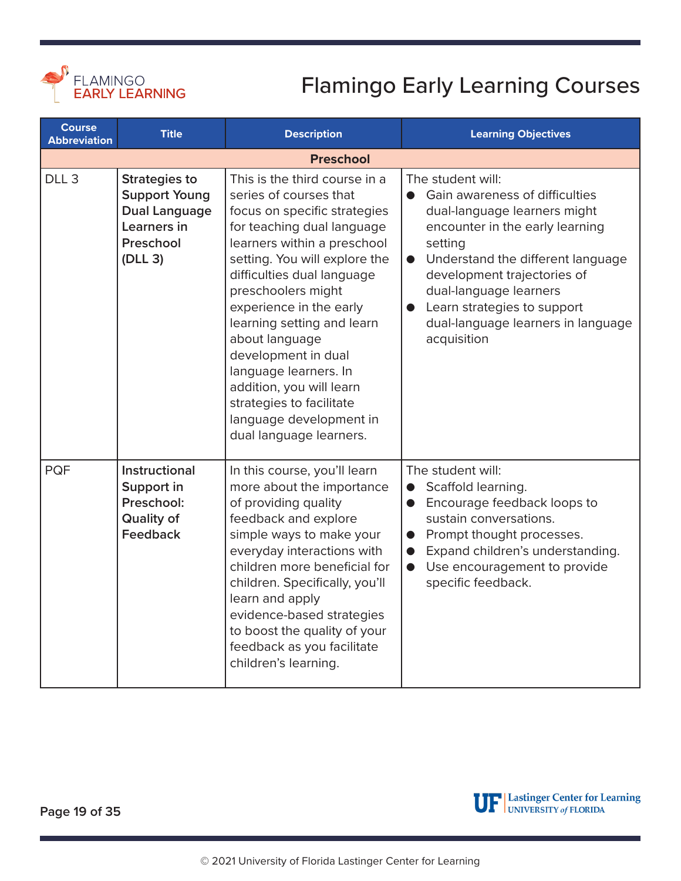# Flamingo Early Learning Courses

| Course Abbreviation | Title | Description | Learning Objectives |
| --- | --- | --- | --- |
| **Preschool** | | | |
| DLL 3 | **Strategies to Support Young Dual Language Learners in Preschool (DLL 3)** | This is the third course in a series of courses that focus on specific strategies for teaching dual language learners within a preschool setting. You will explore the difficulties dual language preschoolers might experience in the early learning setting and learn about language development in dual language learners. In addition, you will learn strategies to facilitate language development in dual language learners. | The student will:<br>● Gain awareness of difficulties dual-language learners might encounter in the early learning setting<br>● Understand the different language development trajectories of dual-language learners<br>● Learn strategies to support dual-language learners in language acquisition |
| PQF | **Instructional Support in Preschool: Quality of Feedback** | In this course, you'll learn more about the importance of providing quality feedback and explore simple ways to make your everyday interactions with children more beneficial for children. Specifically, you'll learn and apply evidence-based strategies to boost the quality of your feedback as you facilitate children's learning. | The student will:<br>● Scaffold learning.<br>● Encourage feedback loops to sustain conversations.<br>● Prompt thought processes.<br>● Expand children's understanding.<br>● Use encouragement to provide specific feedback. |

© 2021 University of Florida Lastinger Center for Learning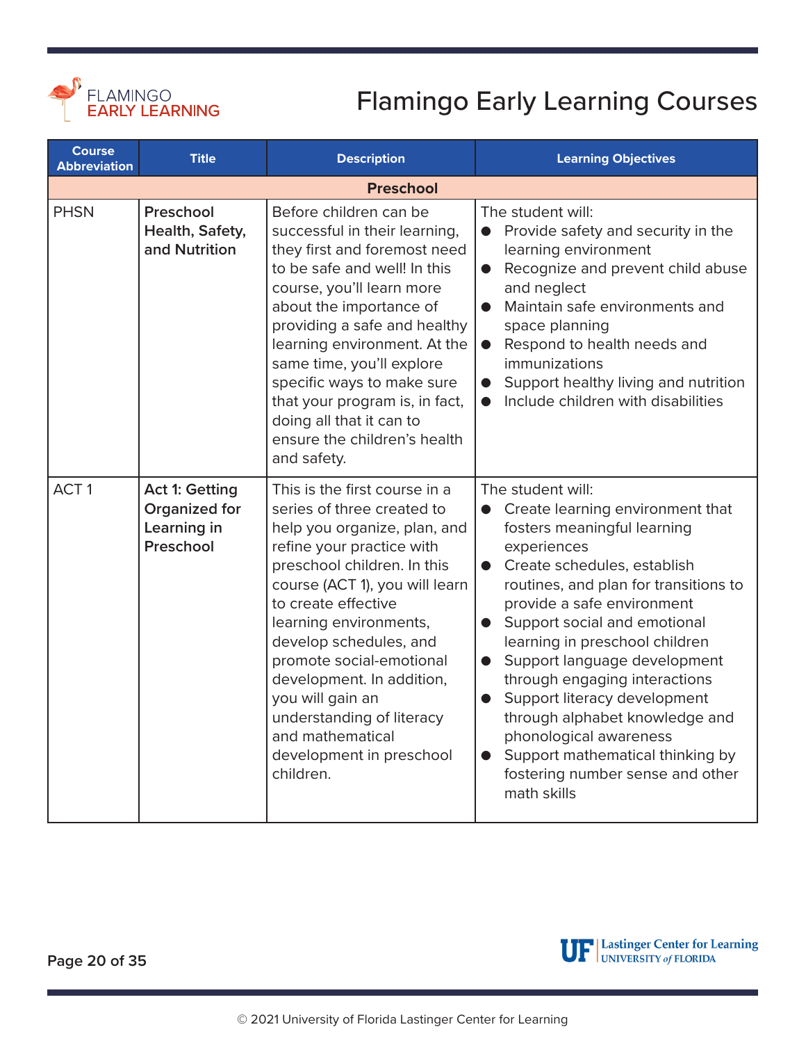# Flamingo Early Learning Courses

| Course Abbreviation | Title | Description | Learning Objectives |
| --- | --- | --- | --- |
| **Preschool** | | | |
| PHSN | **Preschool Health, Safety, and Nutrition** | Before children can be successful in their learning, they first and foremost need to be safe and well! In this course, you'll learn more about the importance of providing a safe and healthy learning environment. At the same time, you'll explore specific ways to make sure that your program is, in fact, doing all that it can to ensure the children's health and safety. | The student will:<br>● Provide safety and security in the learning environment<br>● Recognize and prevent child abuse and neglect<br>● Maintain safe environments and space planning<br>● Respond to health needs and immunizations<br>● Support healthy living and nutrition<br>● Include children with disabilities |
| ACT 1 | **Act 1: Getting Organized for Learning in Preschool** | This is the first course in a series of three created to help you organize, plan, and refine your practice with preschool children. In this course (ACT 1), you will learn to create effective learning environments, develop schedules, and promote social-emotional development. In addition, you will gain an understanding of literacy and mathematical development in preschool children. | The student will:<br>● Create learning environment that fosters meaningful learning experiences<br>● Create schedules, establish routines, and plan for transitions to provide a safe environment<br>● Support social and emotional learning in preschool children<br>● Support language development through engaging interactions<br>● Support literacy development through alphabet knowledge and phonological awareness<br>● Support mathematical thinking by fostering number sense and other math skills |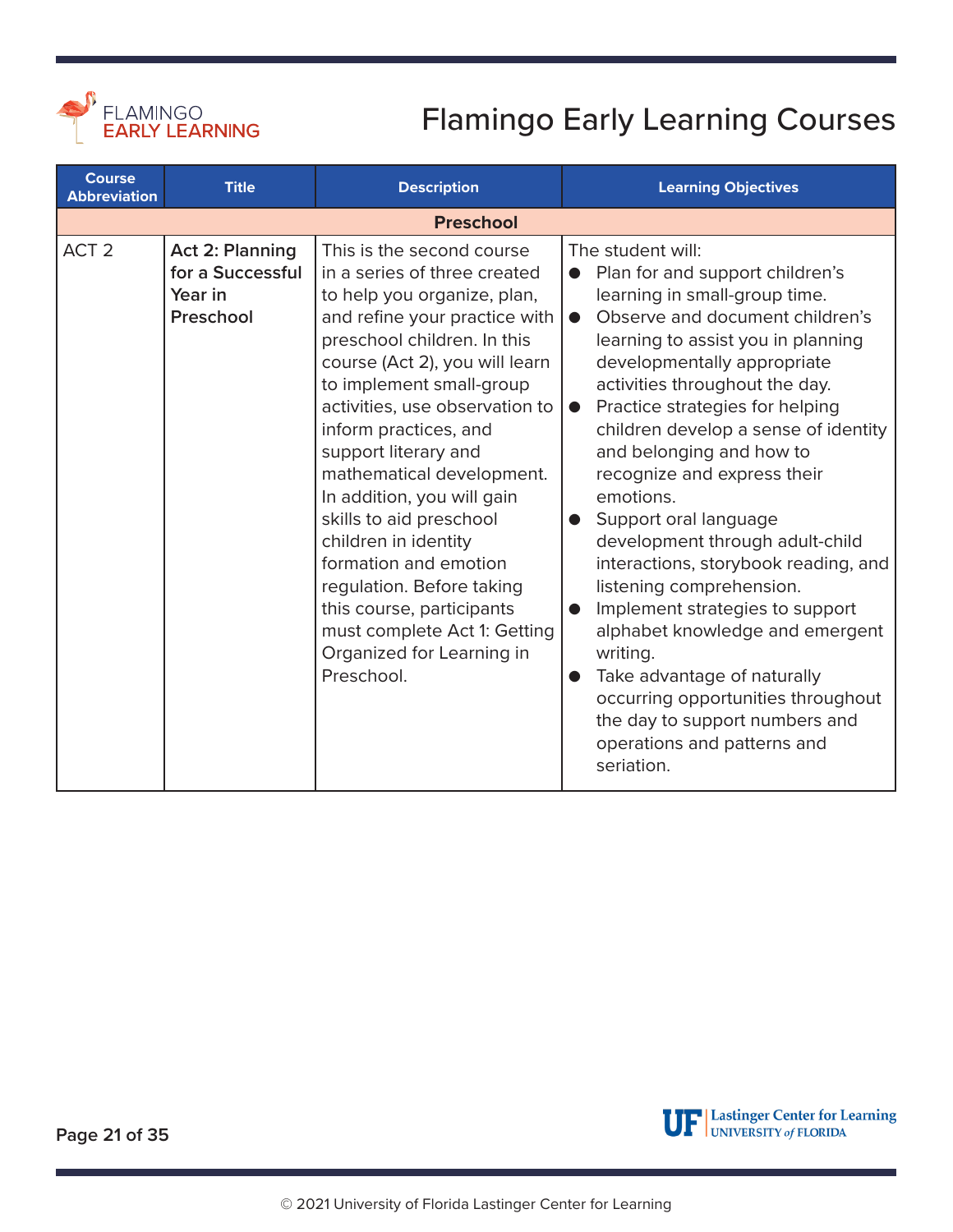# Flamingo Early Learning Courses

| Course Abbreviation | Title | Description | Learning Objectives |
|---|---|---|---|
| **Preschool** | | | |
| ACT 2 | **Act 2: Planning for a Successful Year in Preschool** | This is the second course in a series of three created to help you organize, plan, and refine your practice with preschool children. In this course (Act 2), you will learn to implement small-group activities, use observation to inform practices, and support literary and mathematical development. In addition, you will gain skills to aid preschool children in identity formation and emotion regulation. Before taking this course, participants must complete Act 1: Getting Organized for Learning in Preschool. | The student will:<br>● Plan for and support children's learning in small-group time.<br>● Observe and document children's learning to assist you in planning developmentally appropriate activities throughout the day.<br>● Practice strategies for helping children develop a sense of identity and belonging and how to recognize and express their emotions.<br>● Support oral language development through adult-child interactions, storybook reading, and listening comprehension.<br>● Implement strategies to support alphabet knowledge and emergent writing.<br>● Take advantage of naturally occurring opportunities throughout the day to support numbers and operations and patterns and seriation. |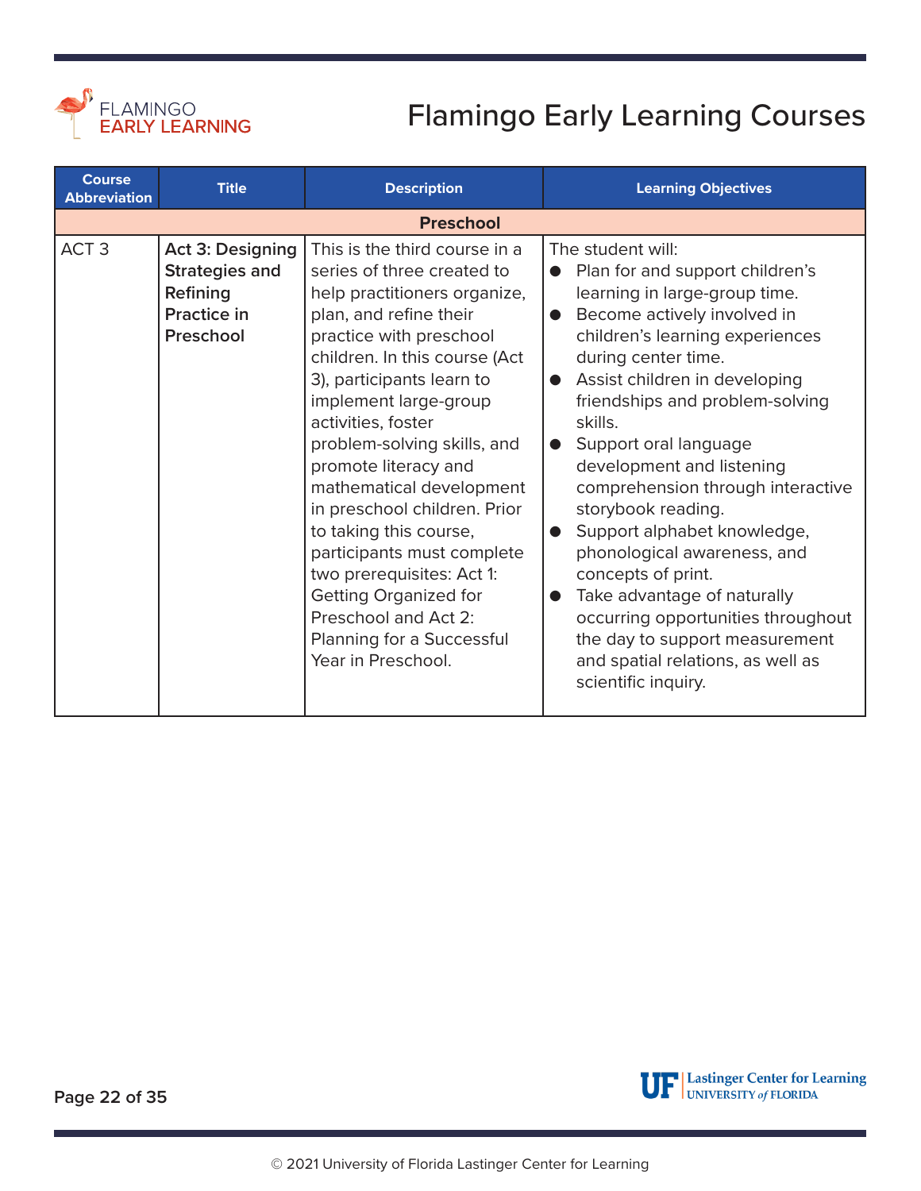# Flamingo Early Learning Courses

| Course Abbreviation | Title | Description | Learning Objectives |
|---|---|---|---|
| **Preschool** | | | |
| ACT 3 | **Act 3: Designing Strategies and Refining Practice in Preschool** | This is the third course in a series of three created to help practitioners organize, plan, and refine their practice with preschool children. In this course (Act 3), participants learn to implement large-group activities, foster problem-solving skills, and promote literacy and mathematical development in preschool children. Prior to taking this course, participants must complete two prerequisites: Act 1: Getting Organized for Preschool and Act 2: Planning for a Successful Year in Preschool. | The student will:<br>● Plan for and support children's learning in large-group time.<br>● Become actively involved in children's learning experiences during center time.<br>● Assist children in developing friendships and problem-solving skills.<br>● Support oral language development and listening comprehension through interactive storybook reading.<br>● Support alphabet knowledge, phonological awareness, and concepts of print.<br>● Take advantage of naturally occurring opportunities throughout the day to support measurement and spatial relations, as well as scientific inquiry. |

© 2021 University of Florida Lastinger Center for Learning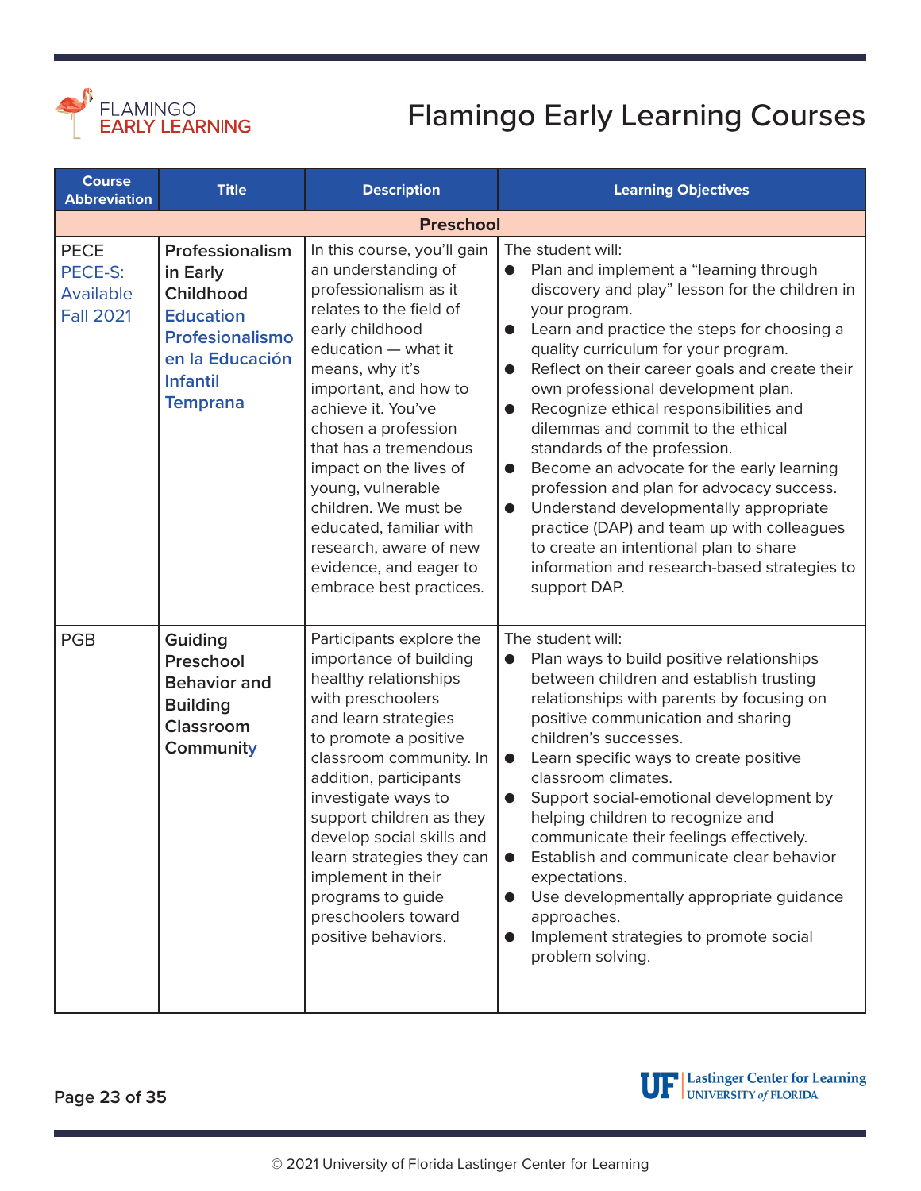# Flamingo Early Learning Courses

| Course Abbreviation | Title | Description | Learning Objectives |
|---|---|---|---|
| **Preschool** | | | |
| PECE<br>PECE-S: Available Fall 2021 | **Professionalism in Early Childhood Education**<br>**Profesionalismo en la Educación Infantil Temprana** | In this course, you'll gain an understanding of professionalism as it relates to the field of early childhood education — what it means, why it's important, and how to achieve it. You've chosen a profession that has a tremendous impact on the lives of young, vulnerable children. We must be educated, familiar with research, aware of new evidence, and eager to embrace best practices. | The student will:<br>● Plan and implement a "learning through discovery and play" lesson for the children in your program.<br>● Learn and practice the steps for choosing a quality curriculum for your program.<br>● Reflect on their career goals and create their own professional development plan.<br>● Recognize ethical responsibilities and dilemmas and commit to the ethical standards of the profession.<br>● Become an advocate for the early learning profession and plan for advocacy success.<br>● Understand developmentally appropriate practice (DAP) and team up with colleagues to create an intentional plan to share information and research-based strategies to support DAP. |
| PGB | **Guiding Preschool Behavior and Building Classroom Community** | Participants explore the importance of building healthy relationships with preschoolers and learn strategies to promote a positive classroom community. In addition, participants investigate ways to support children as they develop social skills and learn strategies they can implement in their programs to guide preschoolers toward positive behaviors. | The student will:<br>● Plan ways to build positive relationships between children and establish trusting relationships with parents by focusing on positive communication and sharing children's successes.<br>● Learn specific ways to create positive classroom climates.<br>● Support social-emotional development by helping children to recognize and communicate their feelings effectively.<br>● Establish and communicate clear behavior expectations.<br>● Use developmentally appropriate guidance approaches.<br>● Implement strategies to promote social problem solving. |

© 2021 University of Florida Lastinger Center for Learning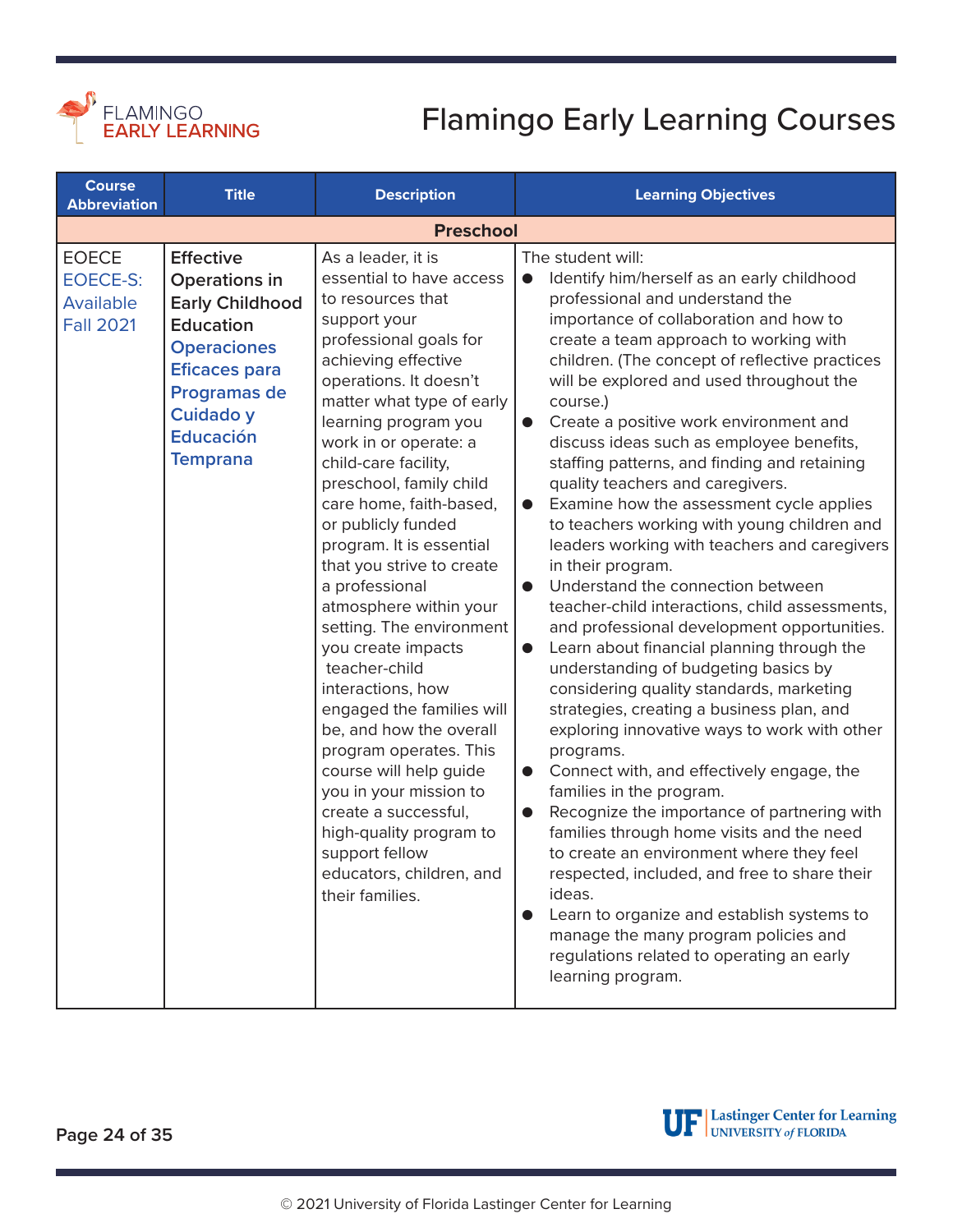# Flamingo Early Learning Courses

| Course Abbreviation | Title | Description | Learning Objectives |
|---|---|---|---|
| **Preschool** | | | |
| EOECE<br>EOECE-S: Available Fall 2021 | **Effective Operations in Early Childhood Education**<br>**Operaciones Eficaces para Programas de Cuidado y Educación Temprana** | As a leader, it is essential to have access to resources that support your professional goals for achieving effective operations. It doesn't matter what type of early learning program you work in or operate: a child-care facility, preschool, family child care home, faith-based, or publicly funded program. It is essential that you strive to create a professional atmosphere within your setting. The environment you create impacts teacher-child interactions, how engaged the families will be, and how the overall program operates. This course will help guide you in your mission to create a successful, high-quality program to support fellow educators, children, and their families. | The student will:<br>● Identify him/herself as an early childhood professional and understand the importance of collaboration and how to create a team approach to working with children. (The concept of reflective practices will be explored and used throughout the course.)<br>● Create a positive work environment and discuss ideas such as employee benefits, staffing patterns, and finding and retaining quality teachers and caregivers.<br>● Examine how the assessment cycle applies to teachers working with young children and leaders working with teachers and caregivers in their program.<br>● Understand the connection between teacher-child interactions, child assessments, and professional development opportunities.<br>● Learn about financial planning through the understanding of budgeting basics by considering quality standards, marketing strategies, creating a business plan, and exploring innovative ways to work with other programs.<br>● Connect with, and effectively engage, the families in the program.<br>● Recognize the importance of partnering with families through home visits and the need to create an environment where they feel respected, included, and free to share their ideas.<br>● Learn to organize and establish systems to manage the many program policies and regulations related to operating an early learning program. |

© 2021 University of Florida Lastinger Center for Learning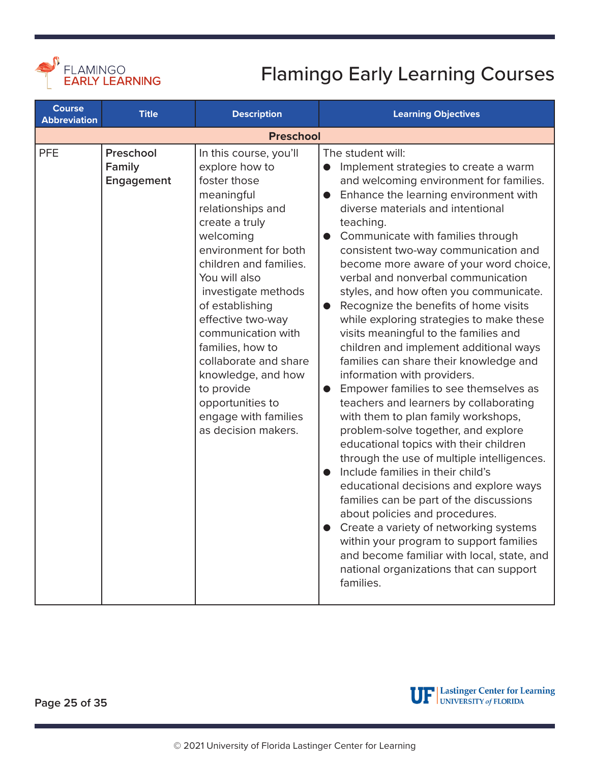# Flamingo Early Learning Courses

| Course Abbreviation | Title | Description | Learning Objectives |
|---|---|---|---|
| **Preschool** | | | |
| PFE | **Preschool Family Engagement** | In this course, you'll explore how to foster those meaningful relationships and create a truly welcoming environment for both children and families. You will also investigate methods of establishing effective two-way communication with families, how to collaborate and share knowledge, and how to provide opportunities to engage with families as decision makers. | The student will:<br>● Implement strategies to create a warm and welcoming environment for families.<br>● Enhance the learning environment with diverse materials and intentional teaching.<br>● Communicate with families through consistent two-way communication and become more aware of your word choice, verbal and nonverbal communication styles, and how often you communicate.<br>● Recognize the benefits of home visits while exploring strategies to make these visits meaningful to the families and children and implement additional ways families can share their knowledge and information with providers.<br>● Empower families to see themselves as teachers and learners by collaborating with them to plan family workshops, problem-solve together, and explore educational topics with their children through the use of multiple intelligences.<br>● Include families in their child's educational decisions and explore ways families can be part of the discussions about policies and procedures.<br>● Create a variety of networking systems within your program to support families and become familiar with local, state, and national organizations that can support families. |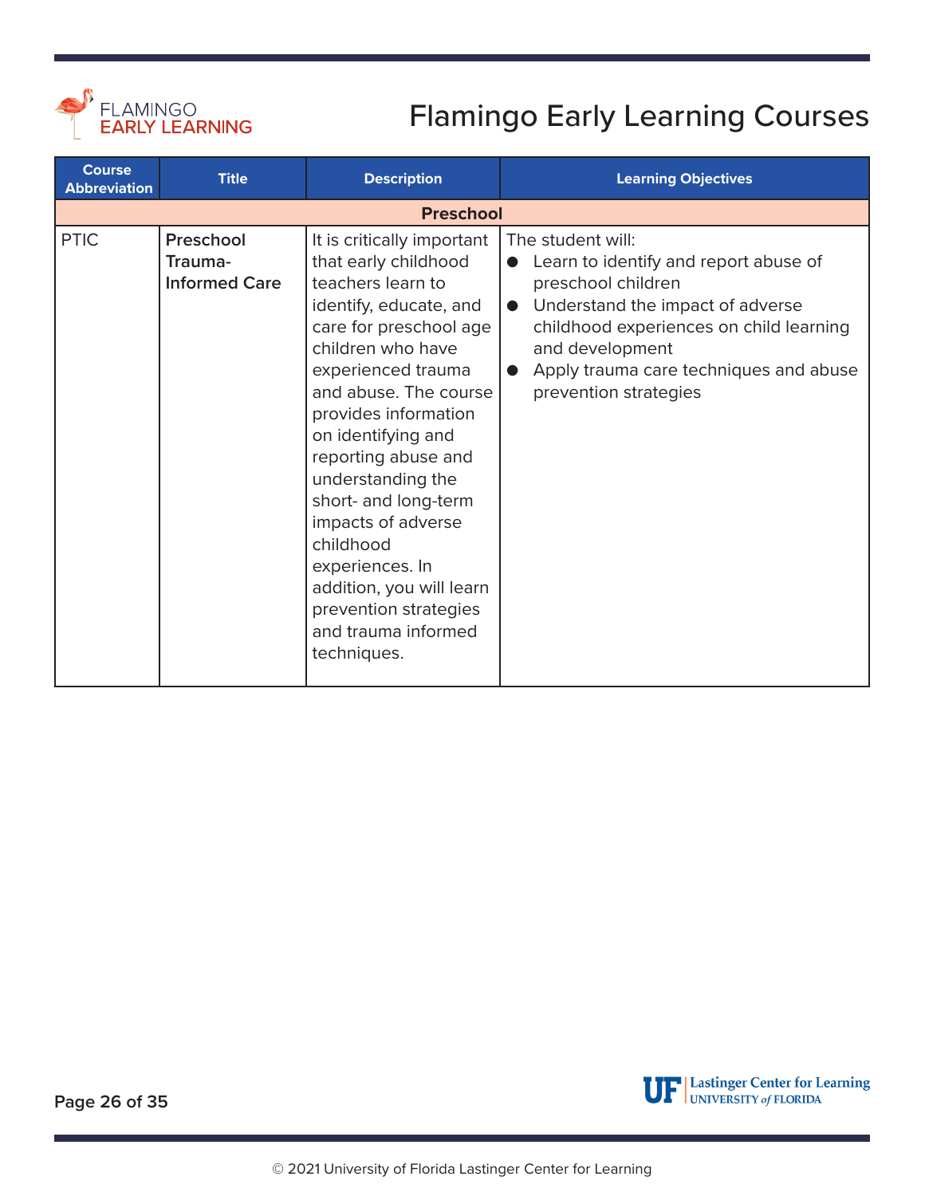# Flamingo Early Learning Courses

| Course Abbreviation | Title | Description | Learning Objectives |
|---|---|---|---|
| **Preschool** | | | |
| PTIC | **Preschool Trauma-Informed Care** | It is critically important that early childhood teachers learn to identify, educate, and care for preschool age children who have experienced trauma and abuse. The course provides information on identifying and reporting abuse and understanding the short- and long-term impacts of adverse childhood experiences. In addition, you will learn prevention strategies and trauma informed techniques. | The student will:<br>● Learn to identify and report abuse of preschool children<br>● Understand the impact of adverse childhood experiences on child learning and development<br>● Apply trauma care techniques and abuse prevention strategies |

© 2021 University of Florida Lastinger Center for Learning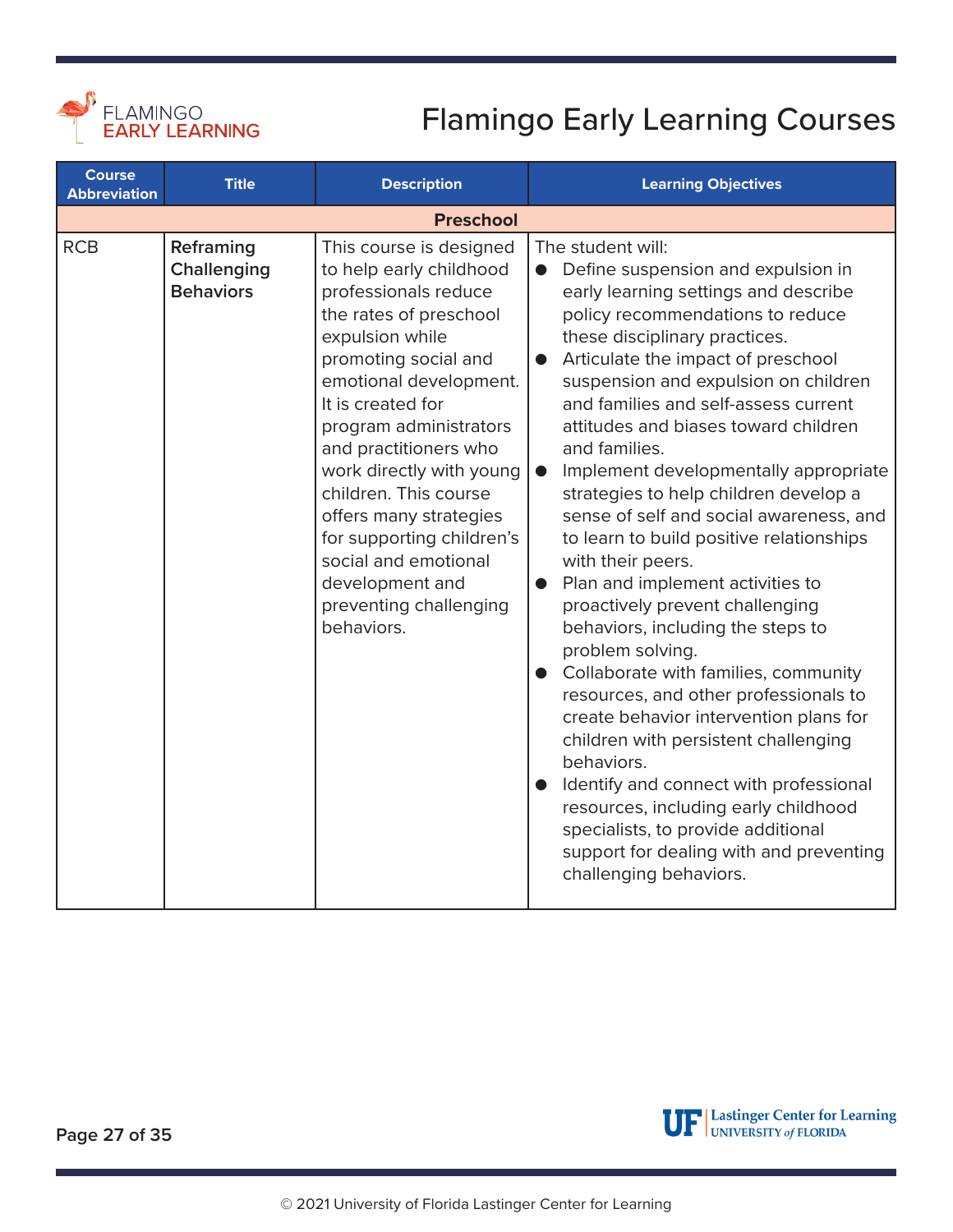# Flamingo Early Learning Courses

| Course Abbreviation | Title | Description | Learning Objectives |
|---|---|---|---|
| **Preschool** | | | |
| RCB | **Reframing Challenging Behaviors** | This course is designed to help early childhood professionals reduce the rates of preschool expulsion while promoting social and emotional development. It is created for program administrators and practitioners who work directly with young children. This course offers many strategies for supporting children's social and emotional development and preventing challenging behaviors. | The student will:<br>● Define suspension and expulsion in early learning settings and describe policy recommendations to reduce these disciplinary practices.<br>● Articulate the impact of preschool suspension and expulsion on children and families and self-assess current attitudes and biases toward children and families.<br>● Implement developmentally appropriate strategies to help children develop a sense of self and social awareness, and to learn to build positive relationships with their peers.<br>● Plan and implement activities to proactively prevent challenging behaviors, including the steps to problem solving.<br>● Collaborate with families, community resources, and other professionals to create behavior intervention plans for children with persistent challenging behaviors.<br>● Identify and connect with professional resources, including early childhood specialists, to provide additional support for dealing with and preventing challenging behaviors. |

© 2021 University of Florida Lastinger Center for Learning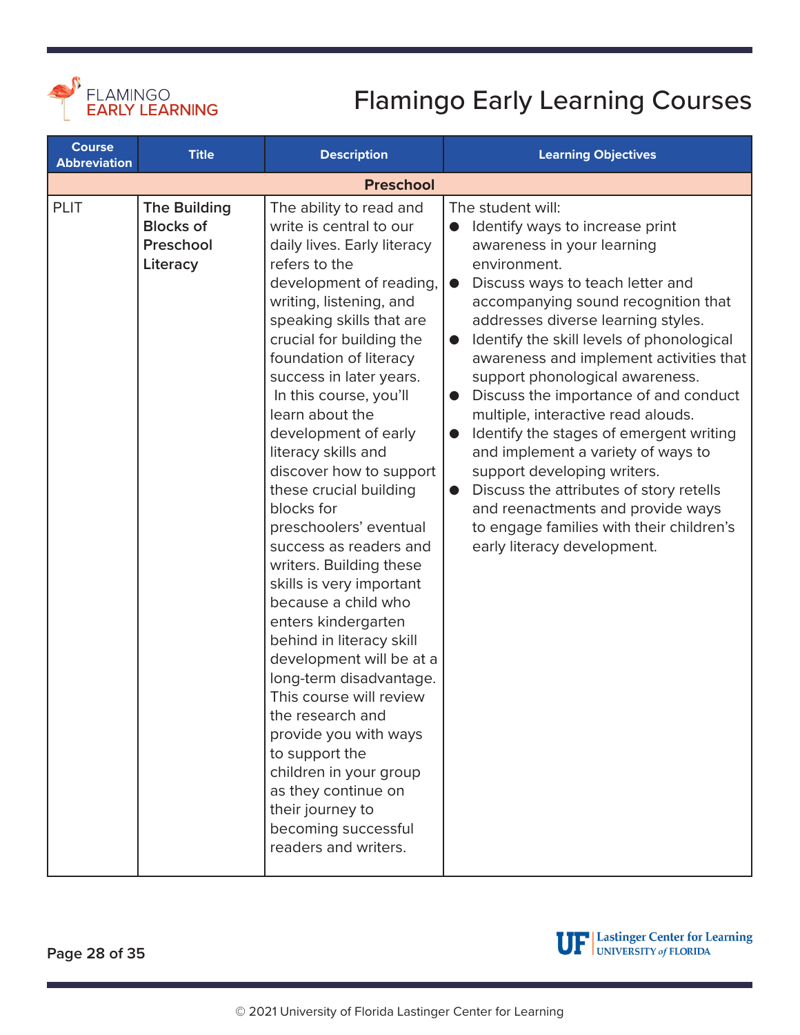# Flamingo Early Learning Courses

| Course Abbreviation | Title | Description | Learning Objectives |
|---|---|---|---|
| **Preschool** | | | |
| PLIT | **The Building Blocks of Preschool Literacy** | The ability to read and write is central to our daily lives. Early literacy refers to the development of reading, writing, listening, and speaking skills that are crucial for building the foundation of literacy success in later years. In this course, you'll learn about the development of early literacy skills and discover how to support these crucial building blocks for preschoolers' eventual success as readers and writers. Building these skills is very important because a child who enters kindergarten behind in literacy skill development will be at a long-term disadvantage. This course will review the research and provide you with ways to support the children in your group as they continue on their journey to becoming successful readers and writers. | The student will:<br>● Identify ways to increase print awareness in your learning environment.<br>● Discuss ways to teach letter and accompanying sound recognition that addresses diverse learning styles.<br>● Identify the skill levels of phonological awareness and implement activities that support phonological awareness.<br>● Discuss the importance of and conduct multiple, interactive read alouds.<br>● Identify the stages of emergent writing and implement a variety of ways to support developing writers.<br>● Discuss the attributes of story retells and reenactments and provide ways to engage families with their children's early literacy development. |

© 2021 University of Florida Lastinger Center for Learning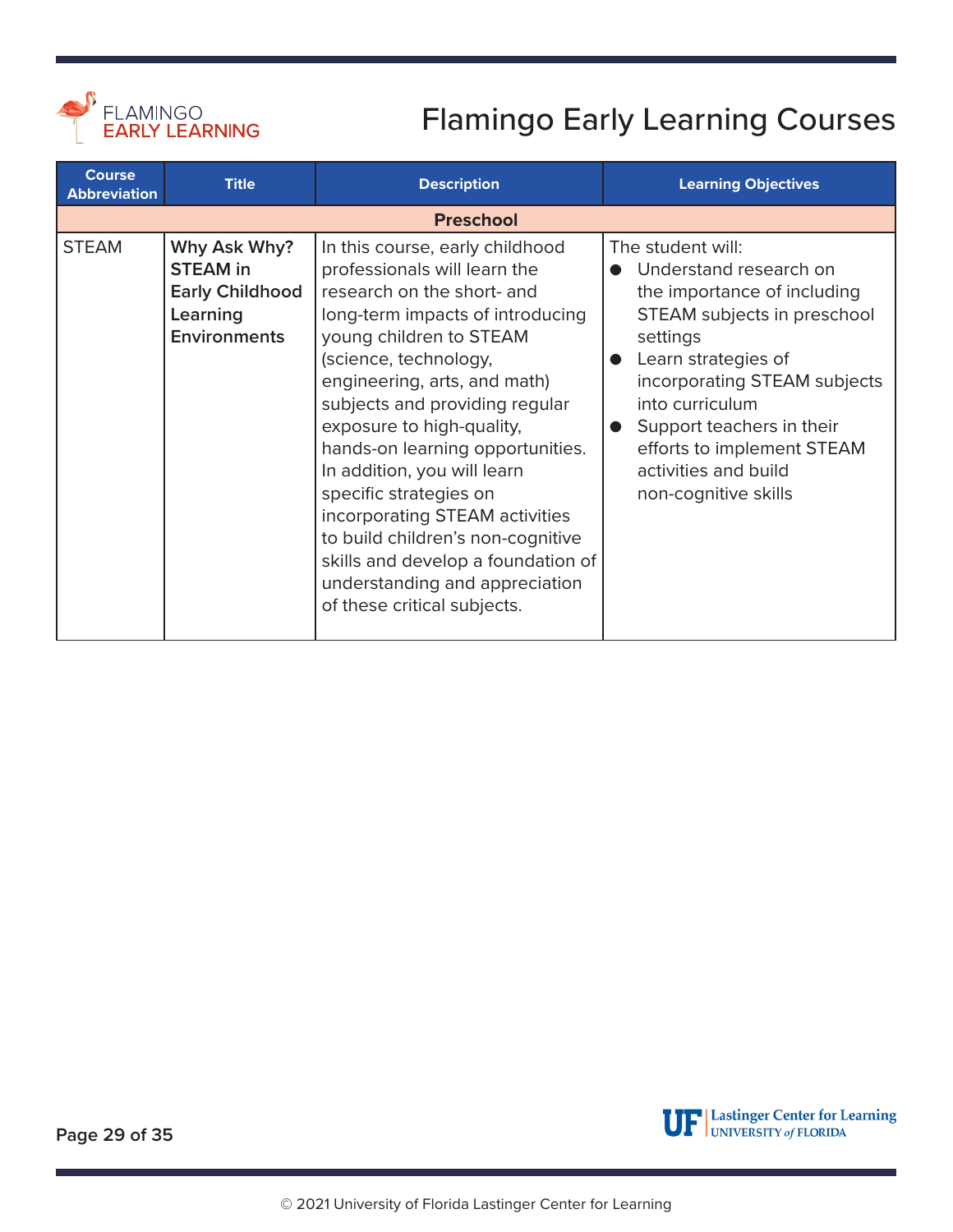# Flamingo Early Learning Courses

| Course Abbreviation | Title | Description | Learning Objectives |
|---|---|---|---|
| **Preschool** | | | |
| STEAM | **Why Ask Why? STEAM in Early Childhood Learning Environments** | In this course, early childhood professionals will learn the research on the short- and long-term impacts of introducing young children to STEAM (science, technology, engineering, arts, and math) subjects and providing regular exposure to high-quality, hands-on learning opportunities. In addition, you will learn specific strategies on incorporating STEAM activities to build children's non-cognitive skills and develop a foundation of understanding and appreciation of these critical subjects. | The student will:<br>● Understand research on the importance of including STEAM subjects in preschool settings<br>● Learn strategies of incorporating STEAM subjects into curriculum<br>● Support teachers in their efforts to implement STEAM activities and build non-cognitive skills |

© 2021 University of Florida Lastinger Center for Learning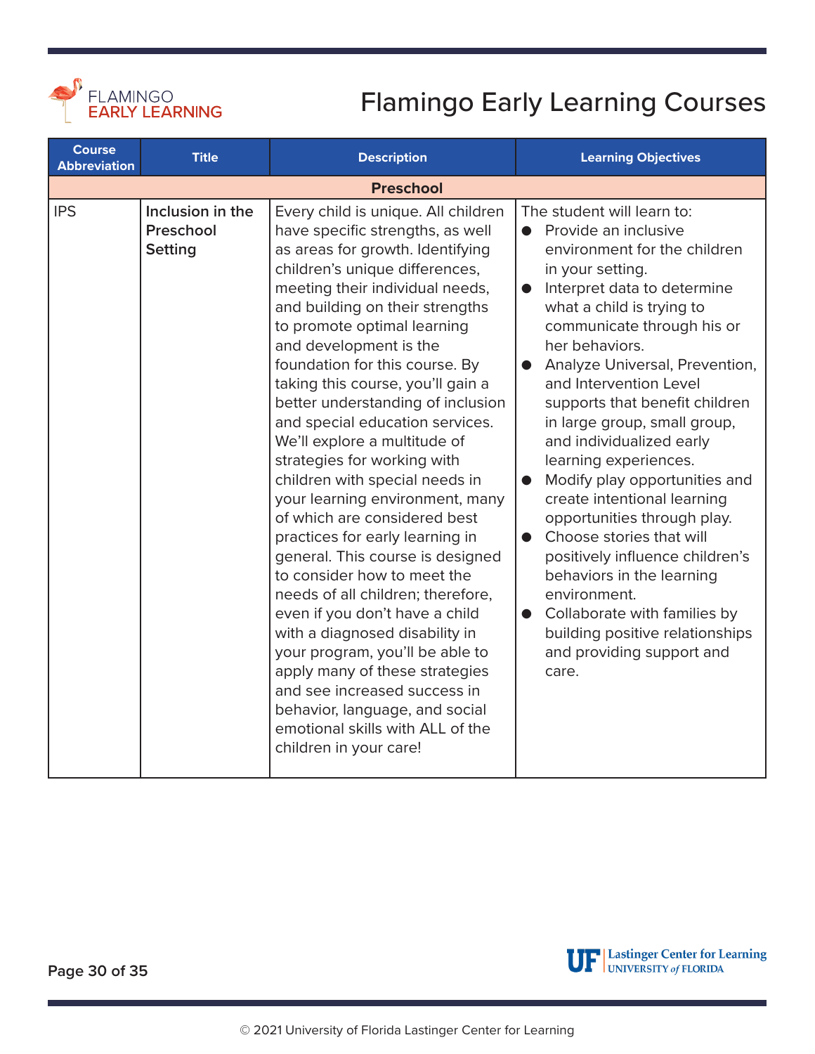# Flamingo Early Learning Courses

| Course Abbreviation | Title | Description | Learning Objectives |
|---|---|---|---|
| **Preschool** | | | |
| IPS | **Inclusion in the Preschool Setting** | Every child is unique. All children have specific strengths, as well as areas for growth. Identifying children's unique differences, meeting their individual needs, and building on their strengths to promote optimal learning and development is the foundation for this course. By taking this course, you'll gain a better understanding of inclusion and special education services. We'll explore a multitude of strategies for working with children with special needs in your learning environment, many of which are considered best practices for early learning in general. This course is designed to consider how to meet the needs of all children; therefore, even if you don't have a child with a diagnosed disability in your program, you'll be able to apply many of these strategies and see increased success in behavior, language, and social emotional skills with ALL of the children in your care! | The student will learn to:<br>● Provide an inclusive environment for the children in your setting.<br>● Interpret data to determine what a child is trying to communicate through his or her behaviors.<br>● Analyze Universal, Prevention, and Intervention Level supports that benefit children in large group, small group, and individualized early learning experiences.<br>● Modify play opportunities and create intentional learning opportunities through play.<br>● Choose stories that will positively influence children's behaviors in the learning environment.<br>● Collaborate with families by building positive relationships and providing support and care. |

© 2021 University of Florida Lastinger Center for Learning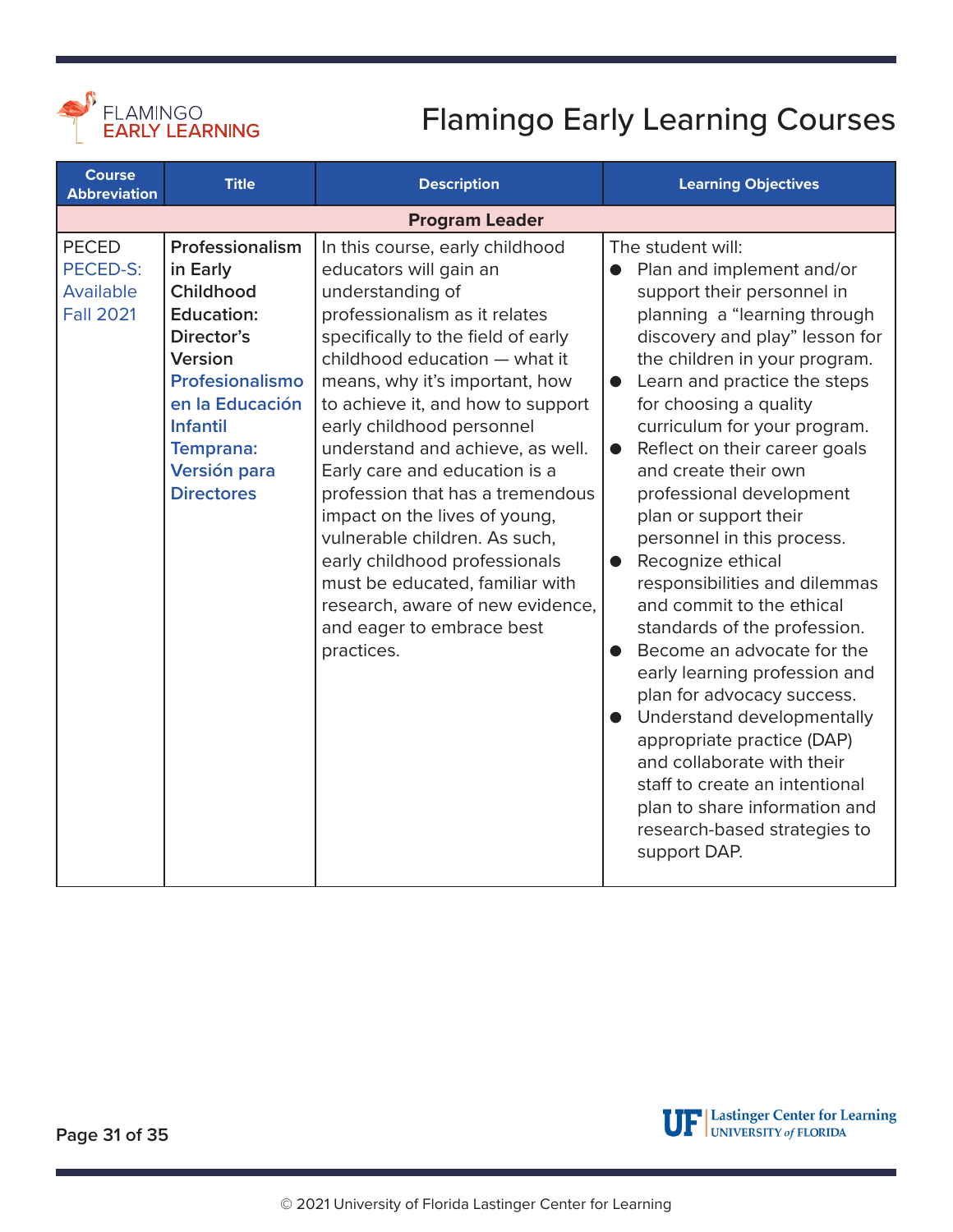# Flamingo Early Learning Courses

| Course Abbreviation | Title | Description | Learning Objectives |
|---|---|---|---|
| **Program Leader** | | | |
| PECED<br>PECED-S: Available Fall 2021 | **Professionalism in Early Childhood Education: Director's Version**<br>**Profesionalismo en la Educación Infantil Temprana: Versión para Directores** | In this course, early childhood educators will gain an understanding of professionalism as it relates specifically to the field of early childhood education — what it means, why it's important, how to achieve it, and how to support early childhood personnel understand and achieve, as well. Early care and education is a profession that has a tremendous impact on the lives of young, vulnerable children. As such, early childhood professionals must be educated, familiar with research, aware of new evidence, and eager to embrace best practices. | The student will:<br>● Plan and implement and/or support their personnel in planning a "learning through discovery and play" lesson for the children in your program.<br>● Learn and practice the steps for choosing a quality curriculum for your program.<br>● Reflect on their career goals and create their own professional development plan or support their personnel in this process.<br>● Recognize ethical responsibilities and dilemmas and commit to the ethical standards of the profession.<br>● Become an advocate for the early learning profession and plan for advocacy success.<br>● Understand developmentally appropriate practice (DAP) and collaborate with their staff to create an intentional plan to share information and research-based strategies to support DAP. |

© 2021 University of Florida Lastinger Center for Learning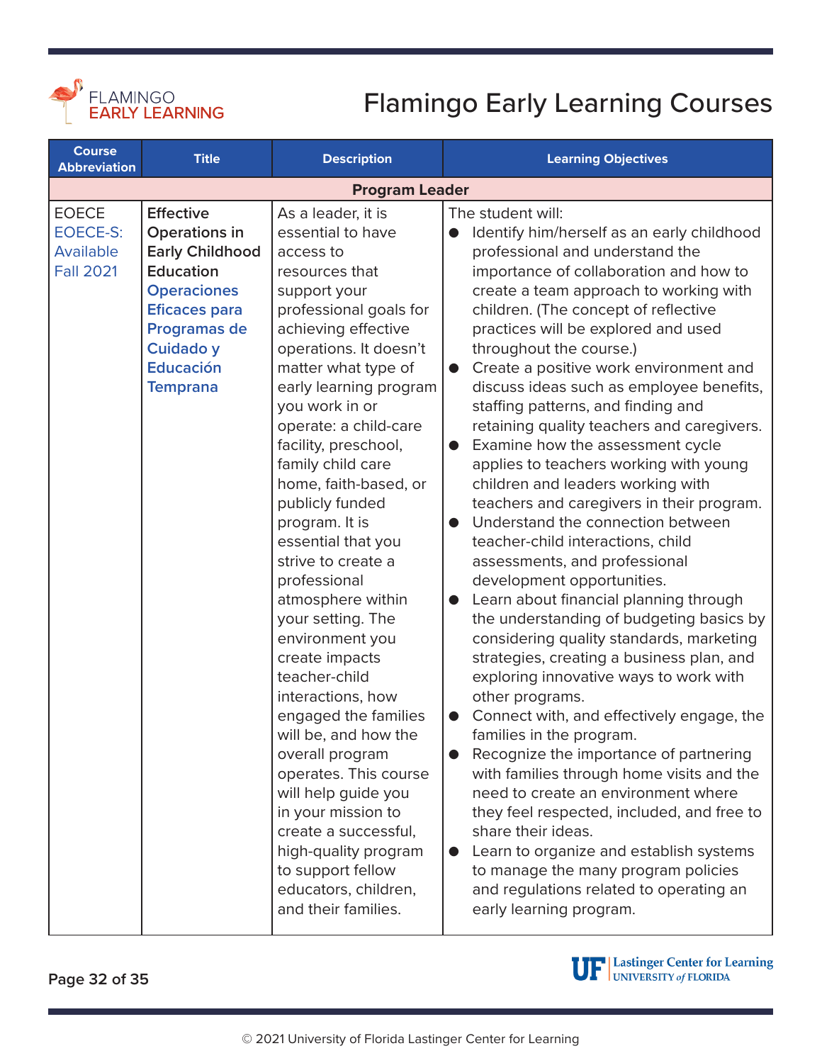# Flamingo Early Learning Courses

| Course Abbreviation | Title | Description | Learning Objectives |
|---|---|---|---|
| **Program Leader** | | | |
| EOECE<br>EOECE-S: Available Fall 2021 | **Effective Operations in Early Childhood Education**<br>**Operaciones Eficaces para Programas de Cuidado y Educación Temprana** | As a leader, it is essential to have access to resources that support your professional goals for achieving effective operations. It doesn't matter what type of early learning program you work in or operate: a child-care facility, preschool, family child care home, faith-based, or publicly funded program. It is essential that you strive to create a professional atmosphere within your setting. The environment you create impacts teacher-child interactions, how engaged the families will be, and how the overall program operates. This course will help guide you in your mission to create a successful, high-quality program to support fellow educators, children, and their families. | The student will:<br>• Identify him/herself as an early childhood professional and understand the importance of collaboration and how to create a team approach to working with children. (The concept of reflective practices will be explored and used throughout the course.)<br>• Create a positive work environment and discuss ideas such as employee benefits, staffing patterns, and finding and retaining quality teachers and caregivers.<br>• Examine how the assessment cycle applies to teachers working with young children and leaders working with teachers and caregivers in their program.<br>• Understand the connection between teacher-child interactions, child assessments, and professional development opportunities.<br>• Learn about financial planning through the understanding of budgeting basics by considering quality standards, marketing strategies, creating a business plan, and exploring innovative ways to work with other programs.<br>• Connect with, and effectively engage, the families in the program.<br>• Recognize the importance of partnering with families through home visits and the need to create an environment where they feel respected, included, and free to share their ideas.<br>• Learn to organize and establish systems to manage the many program policies and regulations related to operating an early learning program. |

© 2021 University of Florida Lastinger Center for Learning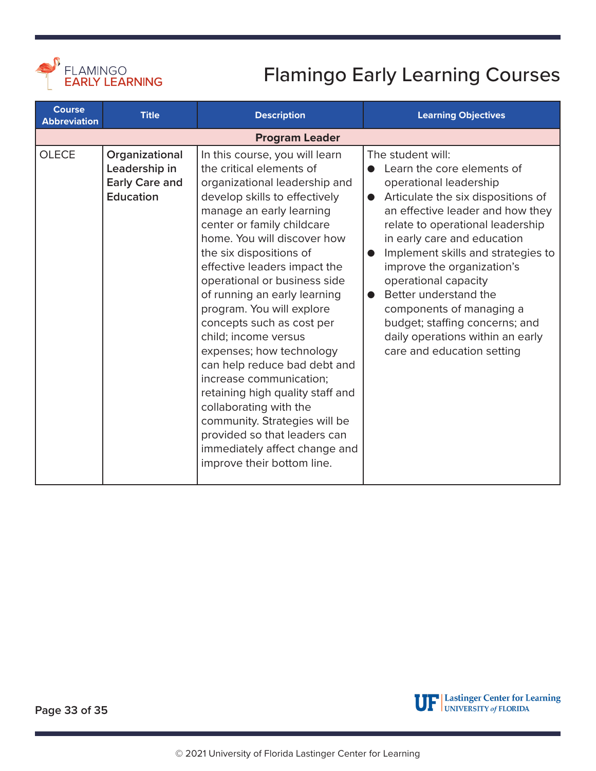# Flamingo Early Learning Courses

| Course Abbreviation | Title | Description | Learning Objectives |
|---|---|---|---|
| **Program Leader** | | | |
| OLECE | **Organizational Leadership in Early Care and Education** | In this course, you will learn the critical elements of organizational leadership and develop skills to effectively manage an early learning center or family childcare home. You will discover how the six dispositions of effective leaders impact the operational or business side of running an early learning program. You will explore concepts such as cost per child; income versus expenses; how technology can help reduce bad debt and increase communication; retaining high quality staff and collaborating with the community. Strategies will be provided so that leaders can immediately affect change and improve their bottom line. | The student will: <br>● Learn the core elements of operational leadership <br>● Articulate the six dispositions of an effective leader and how they relate to operational leadership in early care and education <br>● Implement skills and strategies to improve the organization's operational capacity <br>● Better understand the components of managing a budget; staffing concerns; and daily operations within an early care and education setting |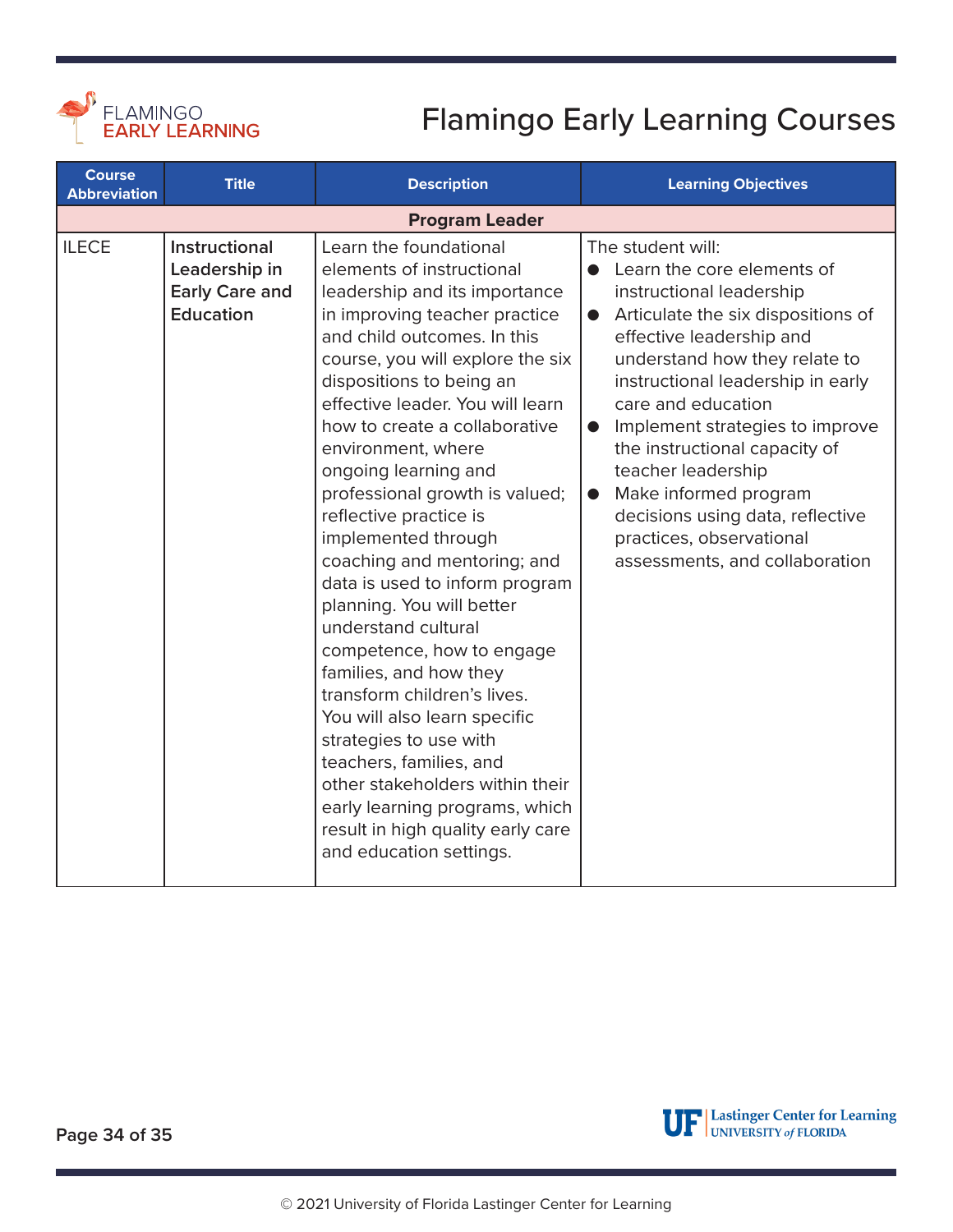# Flamingo Early Learning Courses

| Course Abbreviation | Title | Description | Learning Objectives |
|---|---|---|---|
| **Program Leader** | | | |
| ILECE | **Instructional Leadership in Early Care and Education** | Learn the foundational elements of instructional leadership and its importance in improving teacher practice and child outcomes. In this course, you will explore the six dispositions to being an effective leader. You will learn how to create a collaborative environment, where ongoing learning and professional growth is valued; reflective practice is implemented through coaching and mentoring; and data is used to inform program planning. You will better understand cultural competence, how to engage families, and how they transform children's lives. You will also learn specific strategies to use with teachers, families, and other stakeholders within their early learning programs, which result in high quality early care and education settings. | The student will:<br>● Learn the core elements of instructional leadership<br>● Articulate the six dispositions of effective leadership and understand how they relate to instructional leadership in early care and education<br>● Implement strategies to improve the instructional capacity of teacher leadership<br>● Make informed program decisions using data, reflective practices, observational assessments, and collaboration |

© 2021 University of Florida Lastinger Center for Learning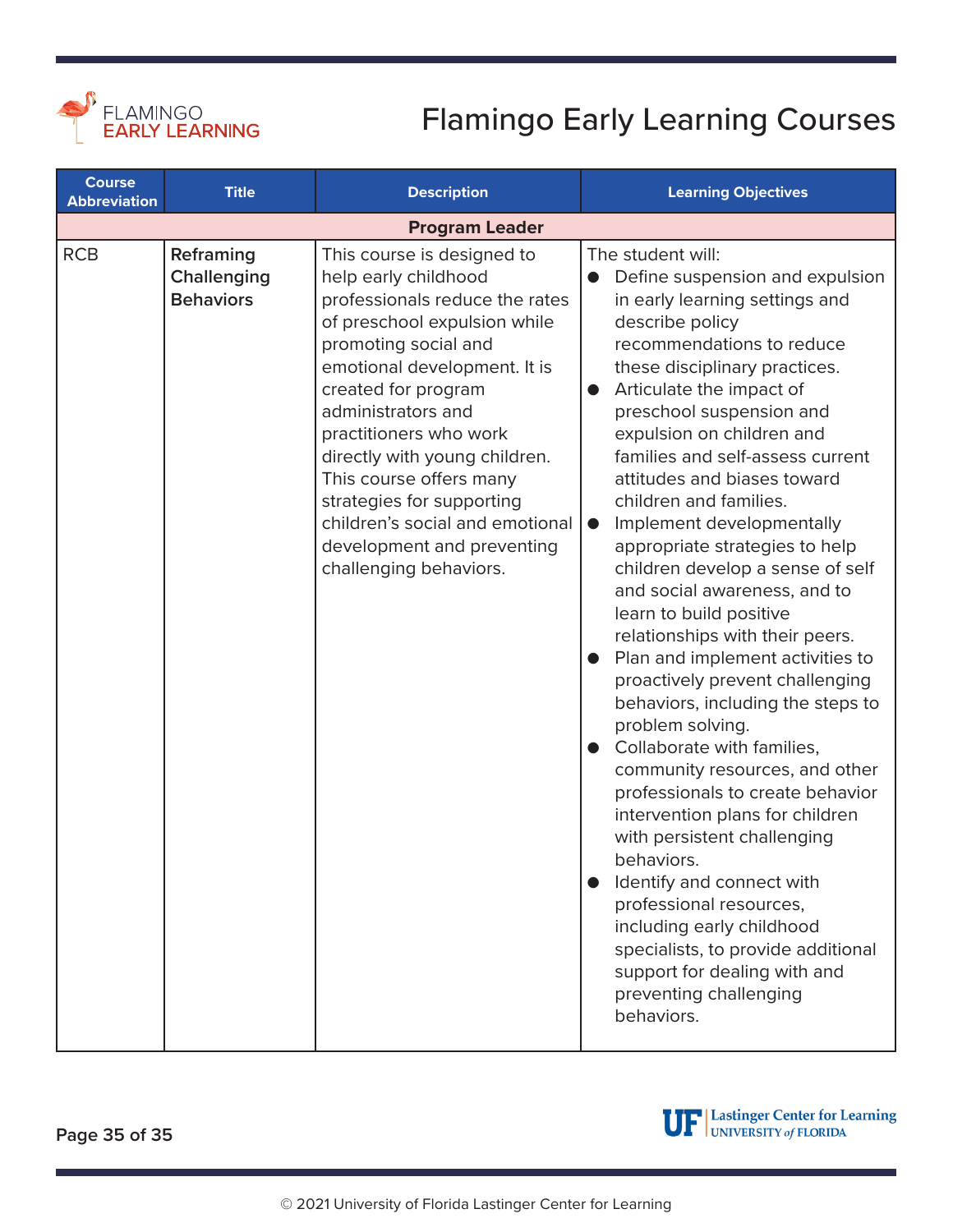# Flamingo Early Learning Courses

| Course Abbreviation | Title | Description | Learning Objectives |
|---|---|---|---|
| **Program Leader** | | | |
| RCB | **Reframing Challenging Behaviors** | This course is designed to help early childhood professionals reduce the rates of preschool expulsion while promoting social and emotional development. It is created for program administrators and practitioners who work directly with young children. This course offers many strategies for supporting children's social and emotional development and preventing challenging behaviors. | The student will:<br>● Define suspension and expulsion in early learning settings and describe policy recommendations to reduce these disciplinary practices.<br>● Articulate the impact of preschool suspension and expulsion on children and families and self-assess current attitudes and biases toward children and families.<br>● Implement developmentally appropriate strategies to help children develop a sense of self and social awareness, and to learn to build positive relationships with their peers.<br>● Plan and implement activities to proactively prevent challenging behaviors, including the steps to problem solving.<br>● Collaborate with families, community resources, and other professionals to create behavior intervention plans for children with persistent challenging behaviors.<br>● Identify and connect with professional resources, including early childhood specialists, to provide additional support for dealing with and preventing challenging behaviors. |

© 2021 University of Florida Lastinger Center for Learning